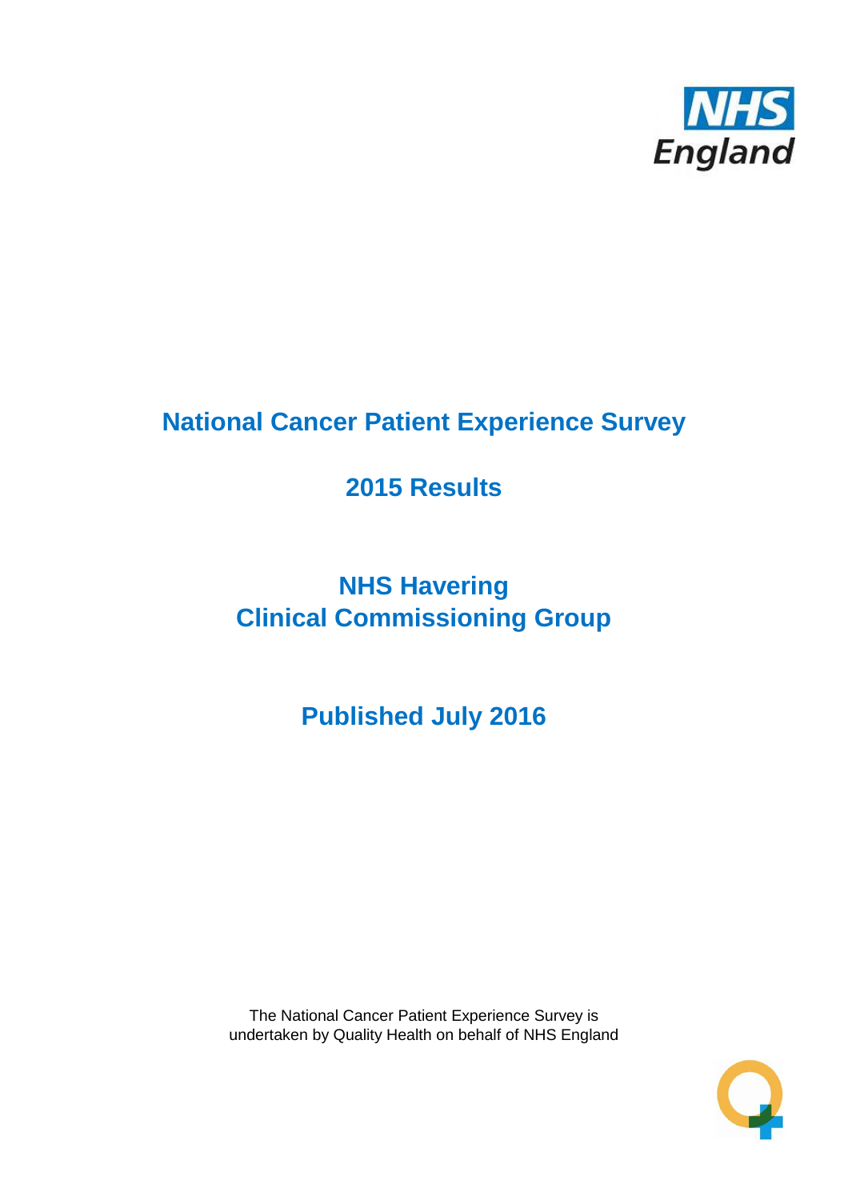# National Cancer Patient Experience Survey

## 2015 Results

## NHS Havering
## Clinical Commissioning Group

## Published July 2016

The National Cancer Patient Experience Survey is undertaken by Quality Health on behalf of NHS England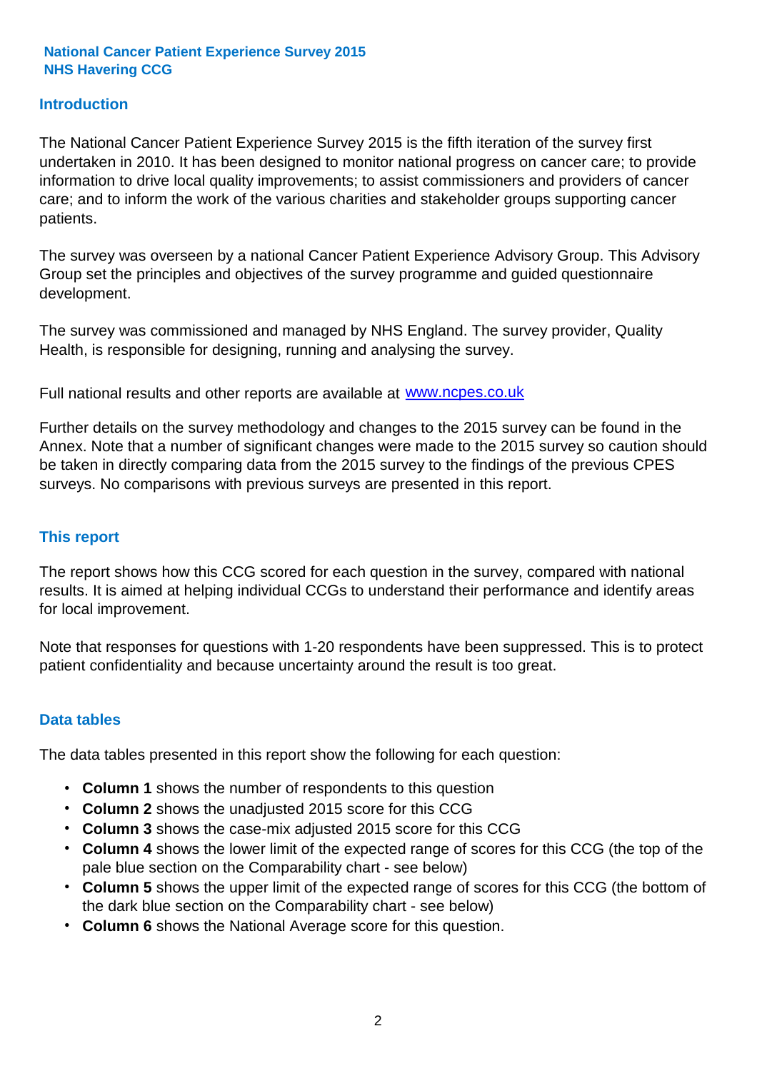**National Cancer Patient Experience Survey 2015**
**NHS Havering CCG**

## Introduction

The National Cancer Patient Experience Survey 2015 is the fifth iteration of the survey first undertaken in 2010. It has been designed to monitor national progress on cancer care; to provide information to drive local quality improvements; to assist commissioners and providers of cancer care; and to inform the work of the various charities and stakeholder groups supporting cancer patients.

The survey was overseen by a national Cancer Patient Experience Advisory Group. This Advisory Group set the principles and objectives of the survey programme and guided questionnaire development.

The survey was commissioned and managed by NHS England. The survey provider, Quality Health, is responsible for designing, running and analysing the survey.

Full national results and other reports are available at www.ncpes.co.uk

Further details on the survey methodology and changes to the 2015 survey can be found in the Annex. Note that a number of significant changes were made to the 2015 survey so caution should be taken in directly comparing data from the 2015 survey to the findings of the previous CPES surveys. No comparisons with previous surveys are presented in this report.

## This report

The report shows how this CCG scored for each question in the survey, compared with national results. It is aimed at helping individual CCGs to understand their performance and identify areas for local improvement.

Note that responses for questions with 1-20 respondents have been suppressed. This is to protect patient confidentiality and because uncertainty around the result is too great.

## Data tables

The data tables presented in this report show the following for each question:

- **Column 1** shows the number of respondents to this question
- **Column 2** shows the unadjusted 2015 score for this CCG
- **Column 3** shows the case-mix adjusted 2015 score for this CCG
- **Column 4** shows the lower limit of the expected range of scores for this CCG (the top of the pale blue section on the Comparability chart - see below)
- **Column 5** shows the upper limit of the expected range of scores for this CCG (the bottom of the dark blue section on the Comparability chart - see below)
- **Column 6** shows the National Average score for this question.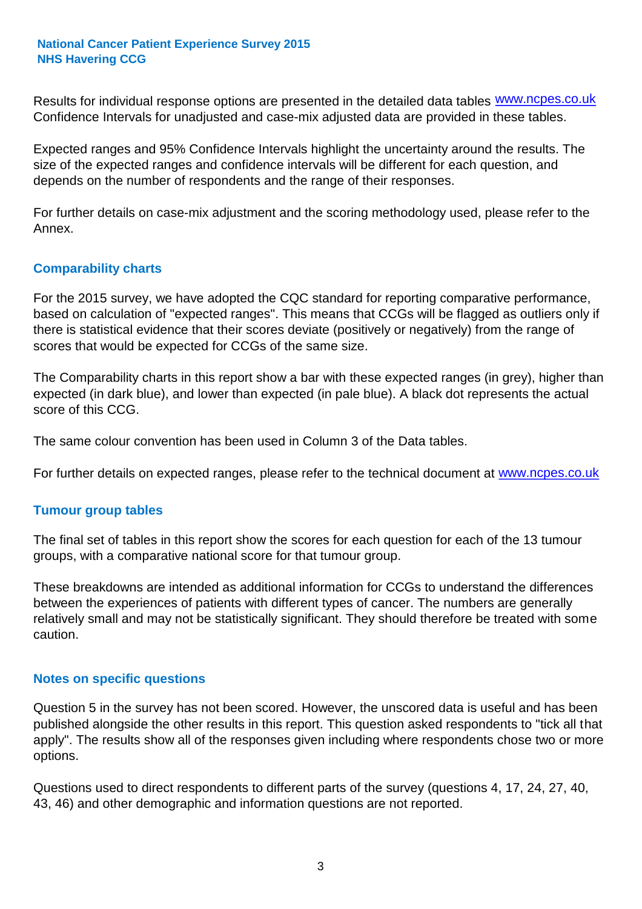Results for individual response options are presented in the detailed data tables www.ncpes.co.uk Confidence Intervals for unadjusted and case-mix adjusted data are provided in these tables.

Expected ranges and 95% Confidence Intervals highlight the uncertainty around the results. The size of the expected ranges and confidence intervals will be different for each question, and depends on the number of respondents and the range of their responses.

For further details on case-mix adjustment and the scoring methodology used, please refer to the Annex.

## Comparability charts

For the 2015 survey, we have adopted the CQC standard for reporting comparative performance, based on calculation of "expected ranges". This means that CCGs will be flagged as outliers only if there is statistical evidence that their scores deviate (positively or negatively) from the range of scores that would be expected for CCGs of the same size.

The Comparability charts in this report show a bar with these expected ranges (in grey), higher than expected (in dark blue), and lower than expected (in pale blue). A black dot represents the actual score of this CCG.

The same colour convention has been used in Column 3 of the Data tables.

For further details on expected ranges, please refer to the technical document at www.ncpes.co.uk

## Tumour group tables

The final set of tables in this report show the scores for each question for each of the 13 tumour groups, with a comparative national score for that tumour group.

These breakdowns are intended as additional information for CCGs to understand the differences between the experiences of patients with different types of cancer. The numbers are generally relatively small and may not be statistically significant. They should therefore be treated with some caution.

## Notes on specific questions

Question 5 in the survey has not been scored. However, the unscored data is useful and has been published alongside the other results in this report. This question asked respondents to "tick all that apply". The results show all of the responses given including where respondents chose two or more options.

Questions used to direct respondents to different parts of the survey (questions 4, 17, 24, 27, 40, 43, 46) and other demographic and information questions are not reported.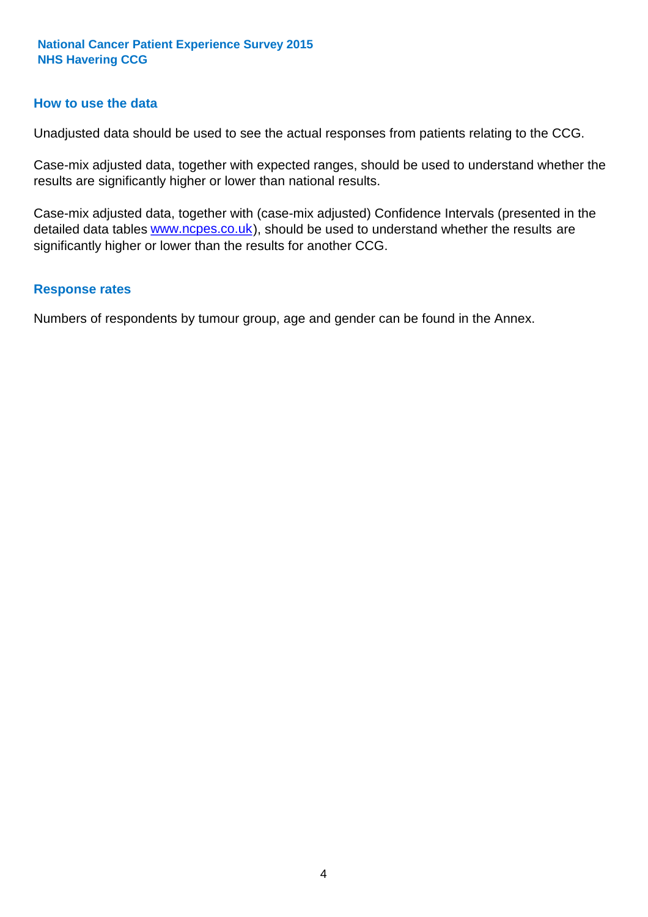## How to use the data

Unadjusted data should be used to see the actual responses from patients relating to the CCG.

Case-mix adjusted data, together with expected ranges, should be used to understand whether the results are significantly higher or lower than national results.

Case-mix adjusted data, together with (case-mix adjusted) Confidence Intervals (presented in the detailed data tables www.ncpes.co.uk), should be used to understand whether the results are significantly higher or lower than the results for another CCG.

## Response rates

Numbers of respondents by tumour group, age and gender can be found in the Annex.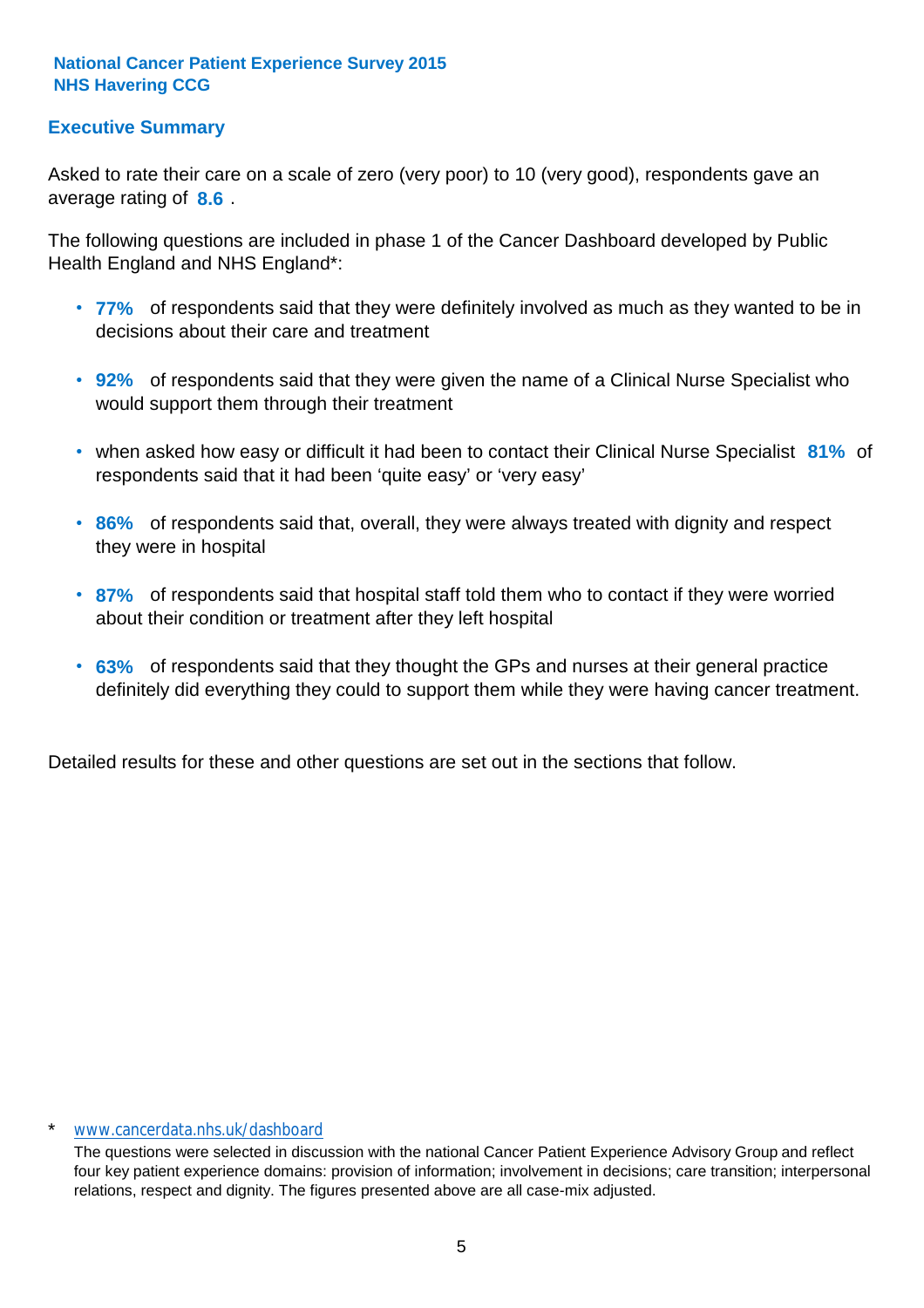**National Cancer Patient Experience Survey 2015**
**NHS Havering CCG**

## Executive Summary

Asked to rate their care on a scale of zero (very poor) to 10 (very good), respondents gave an average rating of **8.6** .

The following questions are included in phase 1 of the Cancer Dashboard developed by Public Health England and NHS England*:

- **77%** of respondents said that they were definitely involved as much as they wanted to be in decisions about their care and treatment
- **92%** of respondents said that they were given the name of a Clinical Nurse Specialist who would support them through their treatment
- when asked how easy or difficult it had been to contact their Clinical Nurse Specialist **81%** of respondents said that it had been 'quite easy' or 'very easy'
- **86%** of respondents said that, overall, they were always treated with dignity and respect they were in hospital
- **87%** of respondents said that hospital staff told them who to contact if they were worried about their condition or treatment after they left hospital
- **63%** of respondents said that they thought the GPs and nurses at their general practice definitely did everything they could to support them while they were having cancer treatment.

Detailed results for these and other questions are set out in the sections that follow.

\* www.cancerdata.nhs.uk/dashboard

The questions were selected in discussion with the national Cancer Patient Experience Advisory Group and reflect four key patient experience domains: provision of information; involvement in decisions; care transition; interpersonal relations, respect and dignity. The figures presented above are all case-mix adjusted.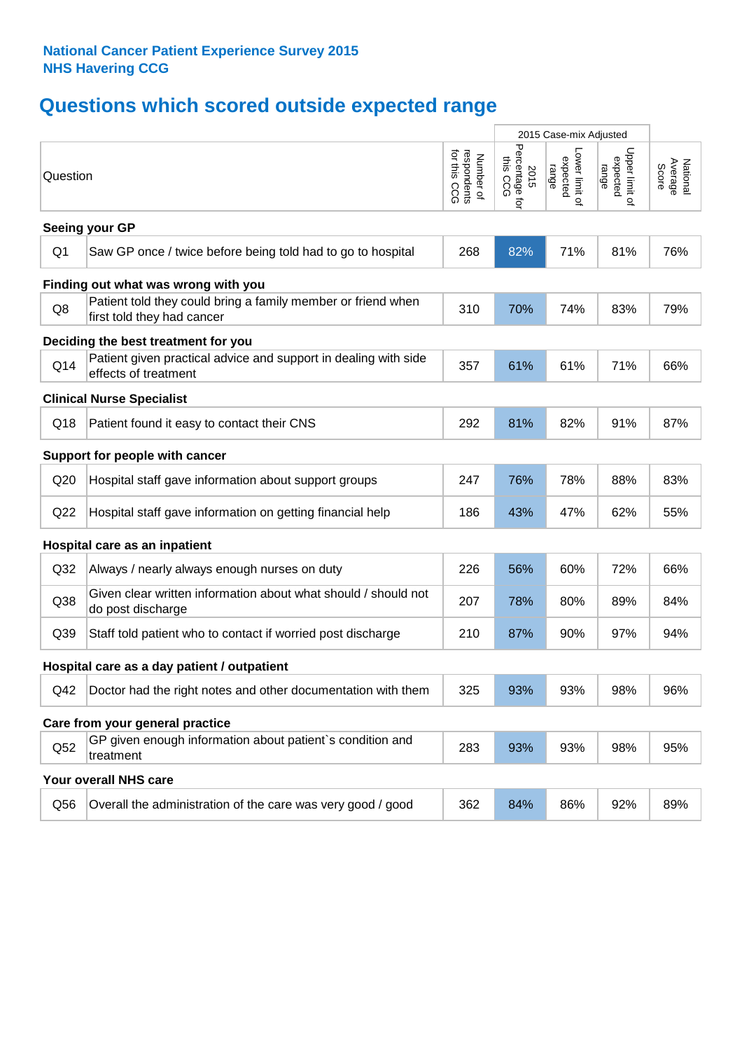**National Cancer Patient Experience Survey 2015**
**NHS Havering CCG**

## Questions which scored outside expected range

| | | | 2015 Case-mix Adjusted | | | |
|---|---|---|---|---|---|---|
| Question | | Number of respondents for this CCG | 2015 Percentage for this CCG | Lower limit of expected range | Upper limit of expected range | National Average Score |
| **Seeing your GP** | | | | | | |
| Q1 | Saw GP once / twice before being told had to go to hospital | 268 | 82% | 71% | 81% | 76% |
| **Finding out what was wrong with you** | | | | | | |
| Q8 | Patient told they could bring a family member or friend when first told they had cancer | 310 | 70% | 74% | 83% | 79% |
| **Deciding the best treatment for you** | | | | | | |
| Q14 | Patient given practical advice and support in dealing with side effects of treatment | 357 | 61% | 61% | 71% | 66% |
| **Clinical Nurse Specialist** | | | | | | |
| Q18 | Patient found it easy to contact their CNS | 292 | 81% | 82% | 91% | 87% |
| **Support for people with cancer** | | | | | | |
| Q20 | Hospital staff gave information about support groups | 247 | 76% | 78% | 88% | 83% |
| Q22 | Hospital staff gave information on getting financial help | 186 | 43% | 47% | 62% | 55% |
| **Hospital care as an inpatient** | | | | | | |
| Q32 | Always / nearly always enough nurses on duty | 226 | 56% | 60% | 72% | 66% |
| Q38 | Given clear written information about what should / should not do post discharge | 207 | 78% | 80% | 89% | 84% |
| Q39 | Staff told patient who to contact if worried post discharge | 210 | 87% | 90% | 97% | 94% |
| **Hospital care as a day patient / outpatient** | | | | | | |
| Q42 | Doctor had the right notes and other documentation with them | 325 | 93% | 93% | 98% | 96% |
| **Care from your general practice** | | | | | | |
| Q52 | GP given enough information about patient`s condition and treatment | 283 | 93% | 93% | 98% | 95% |
| **Your overall NHS care** | | | | | | |
| Q56 | Overall the administration of the care was very good / good | 362 | 84% | 86% | 92% | 89% |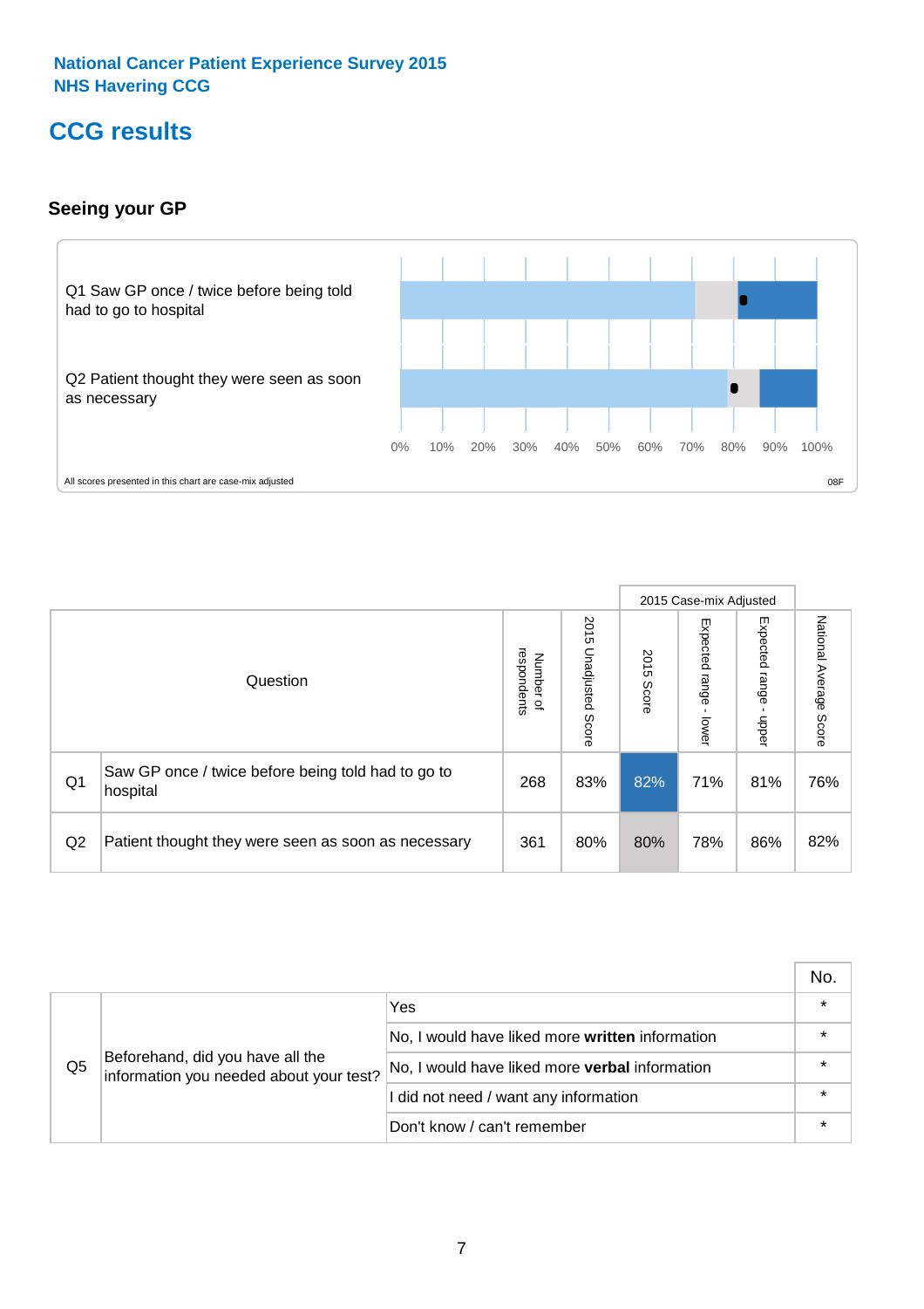National Cancer Patient Experience Survey 2015
NHS Havering CCG

# CCG results

## Seeing your GP

Q1 Saw GP once / twice before being told had to go to hospital

Q2 Patient thought they were seen as soon as necessary

0% 10% 20% 30% 40% 50% 60% 70% 80% 90% 100%

All scores presented in this chart are case-mix adjusted

08F

| | Question | Number of respondents | 2015 Unadjusted Score | 2015 Case-mix Adjusted: 2015 Score | 2015 Case-mix Adjusted: Expected range - lower | 2015 Case-mix Adjusted: Expected range - upper | National Average Score |
|---|---|---|---|---|---|---|---|
| Q1 | Saw GP once / twice before being told had to go to hospital | 268 | 83% | 82% | 71% | 81% | 76% |
| Q2 | Patient thought they were seen as soon as necessary | 361 | 80% | 80% | 78% | 86% | 82% |

| | | | No. |
|---|---|---|---|
| Q5 | Beforehand, did you have all the information you needed about your test? | Yes | * |
| | | No, I would have liked more **written** information | * |
| | | No, I would have liked more **verbal** information | * |
| | | I did not need / want any information | * |
| | | Don't know / can't remember | * |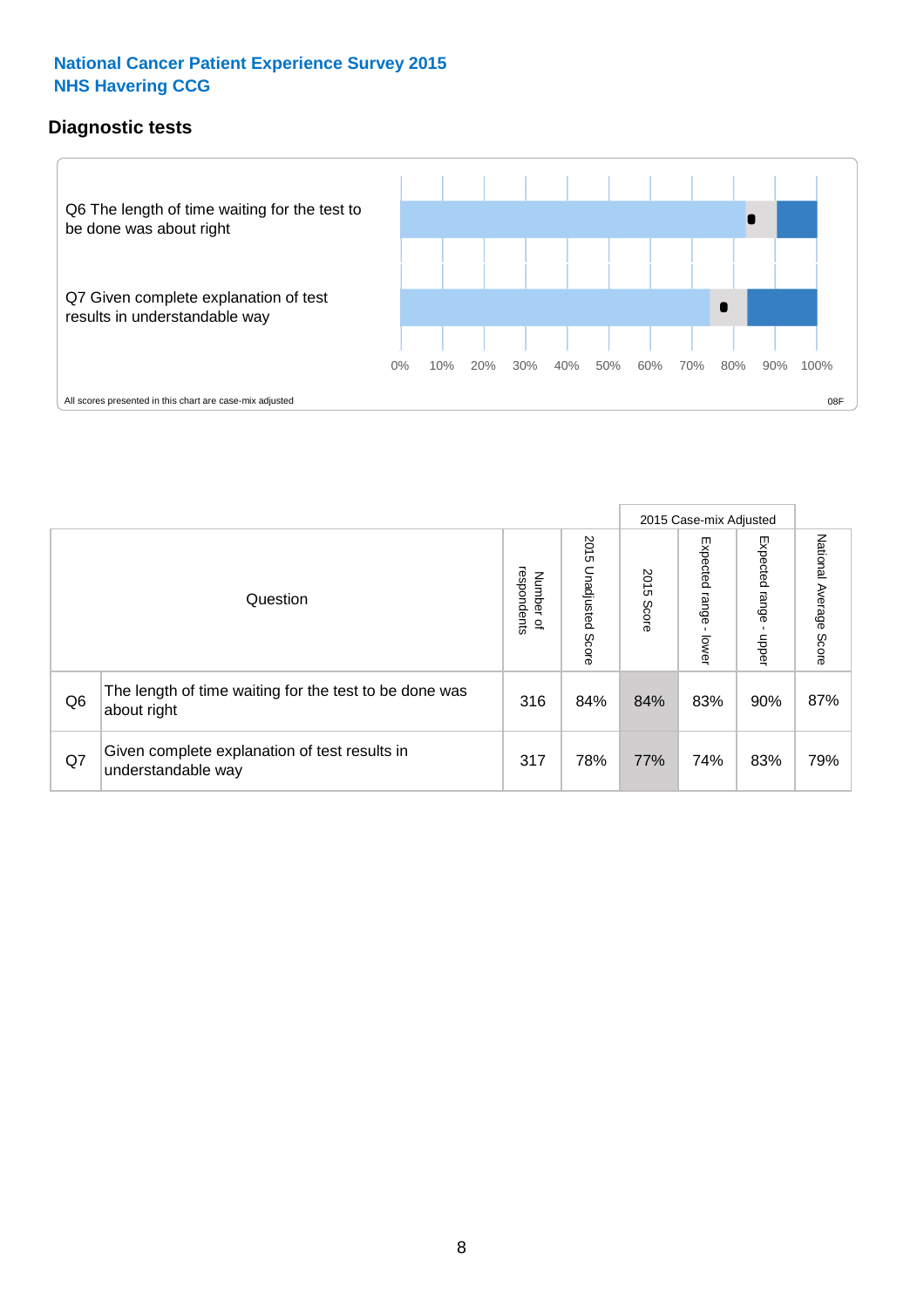National Cancer Patient Experience Survey 2015
NHS Havering CCG

## Diagnostic tests

Q6 The length of time waiting for the test to be done was about right

Q7 Given complete explanation of test results in understandable way

0% 10% 20% 30% 40% 50% 60% 70% 80% 90% 100%

All scores presented in this chart are case-mix adjusted

08F

| | Question | Number of respondents | 2015 Unadjusted Score | 2015 Case-mix Adjusted: 2015 Score | 2015 Case-mix Adjusted: Expected range - lower | 2015 Case-mix Adjusted: Expected range - upper | National Average Score |
|---|---|---|---|---|---|---|---|
| Q6 | The length of time waiting for the test to be done was about right | 316 | 84% | 84% | 83% | 90% | 87% |
| Q7 | Given complete explanation of test results in understandable way | 317 | 78% | 77% | 74% | 83% | 79% |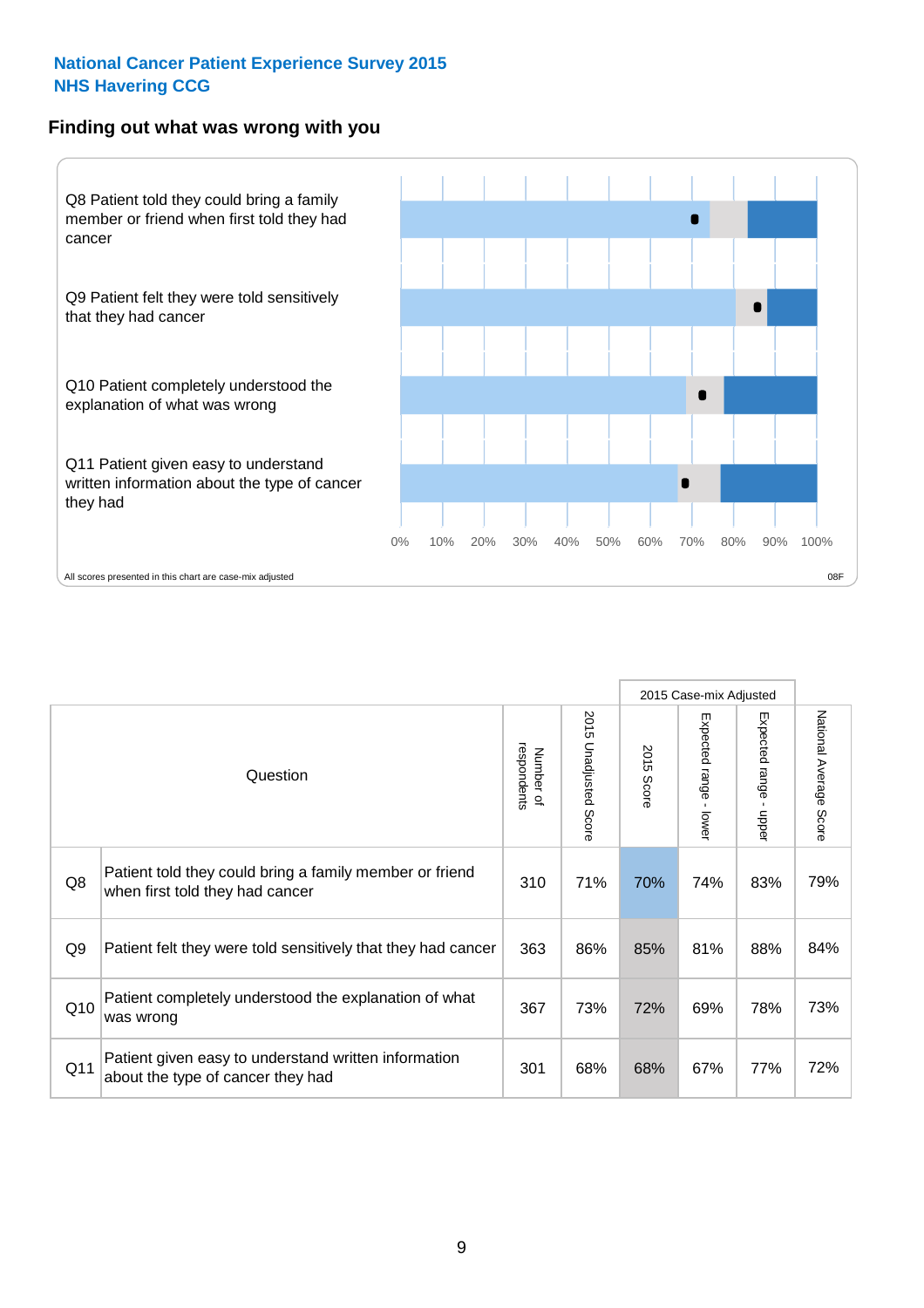National Cancer Patient Experience Survey 2015
NHS Havering CCG

## Finding out what was wrong with you

Q8 Patient told they could bring a family member or friend when first told they had cancer

Q9 Patient felt they were told sensitively that they had cancer

Q10 Patient completely understood the explanation of what was wrong

Q11 Patient given easy to understand written information about the type of cancer they had

0% 10% 20% 30% 40% 50% 60% 70% 80% 90% 100%

All scores presented in this chart are case-mix adjusted

08F

| Question | | Number of respondents | 2015 Unadjusted Score | 2015 Case-mix Adjusted: 2015 Score | 2015 Case-mix Adjusted: Expected range - lower | 2015 Case-mix Adjusted: Expected range - upper | National Average Score |
|---|---|---|---|---|---|---|---|
| Q8 | Patient told they could bring a family member or friend when first told they had cancer | 310 | 71% | 70% | 74% | 83% | 79% |
| Q9 | Patient felt they were told sensitively that they had cancer | 363 | 86% | 85% | 81% | 88% | 84% |
| Q10 | Patient completely understood the explanation of what was wrong | 367 | 73% | 72% | 69% | 78% | 73% |
| Q11 | Patient given easy to understand written information about the type of cancer they had | 301 | 68% | 68% | 67% | 77% | 72% |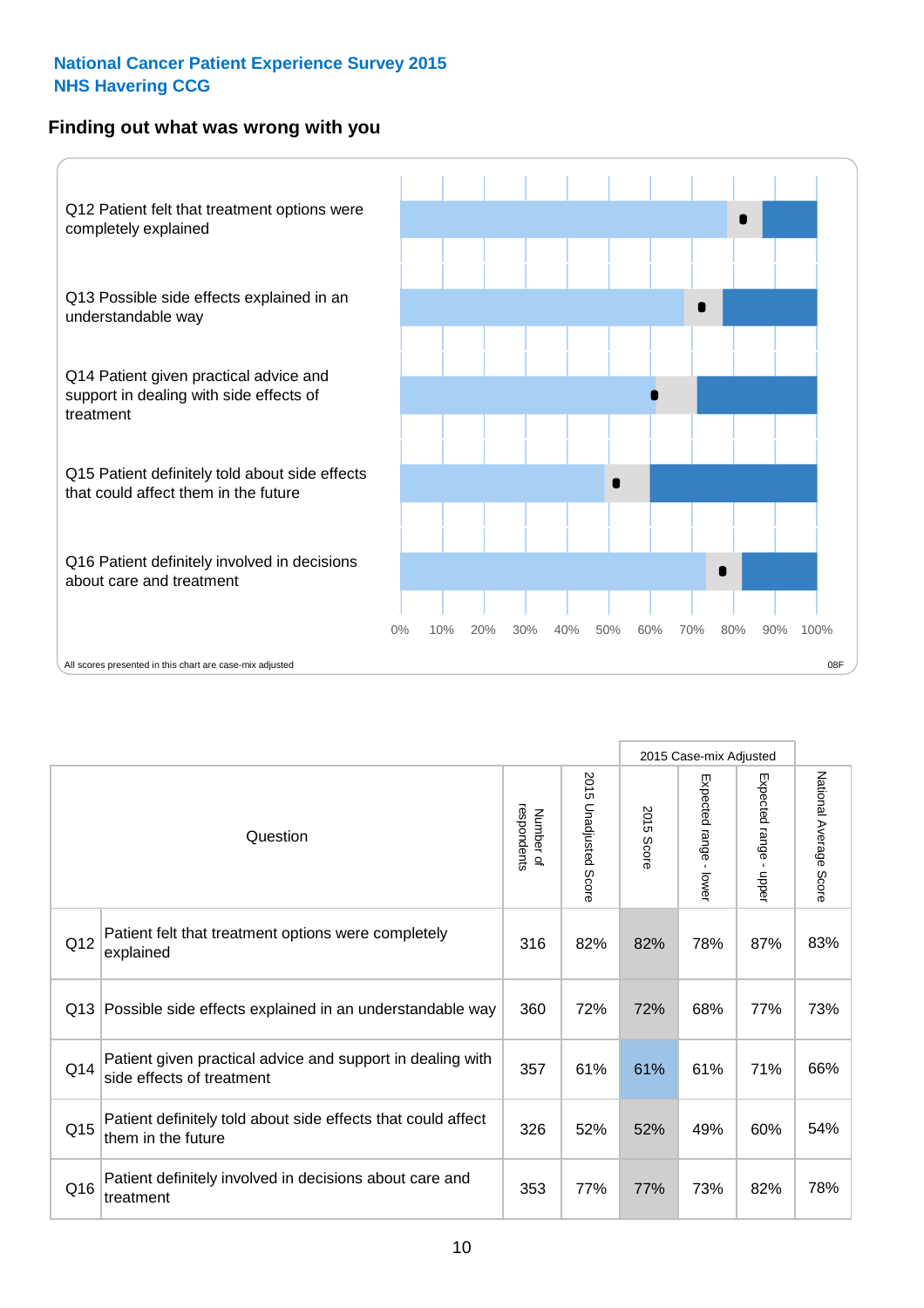**National Cancer Patient Experience Survey 2015**
**NHS Havering CCG**

## Finding out what was wrong with you

Q12 Patient felt that treatment options were completely explained

Q13 Possible side effects explained in an understandable way

Q14 Patient given practical advice and support in dealing with side effects of treatment

Q15 Patient definitely told about side effects that could affect them in the future

Q16 Patient definitely involved in decisions about care and treatment

0% 10% 20% 30% 40% 50% 60% 70% 80% 90% 100%

All scores presented in this chart are case-mix adjusted

08F

| | Question | Number of respondents | 2015 Unadjusted Score | 2015 Case-mix Adjusted: 2015 Score | 2015 Case-mix Adjusted: Expected range - lower | 2015 Case-mix Adjusted: Expected range - upper | National Average Score |
|---|---|---|---|---|---|---|---|
| Q12 | Patient felt that treatment options were completely explained | 316 | 82% | 82% | 78% | 87% | 83% |
| Q13 | Possible side effects explained in an understandable way | 360 | 72% | 72% | 68% | 77% | 73% |
| Q14 | Patient given practical advice and support in dealing with side effects of treatment | 357 | 61% | 61% | 61% | 71% | 66% |
| Q15 | Patient definitely told about side effects that could affect them in the future | 326 | 52% | 52% | 49% | 60% | 54% |
| Q16 | Patient definitely involved in decisions about care and treatment | 353 | 77% | 77% | 73% | 82% | 78% |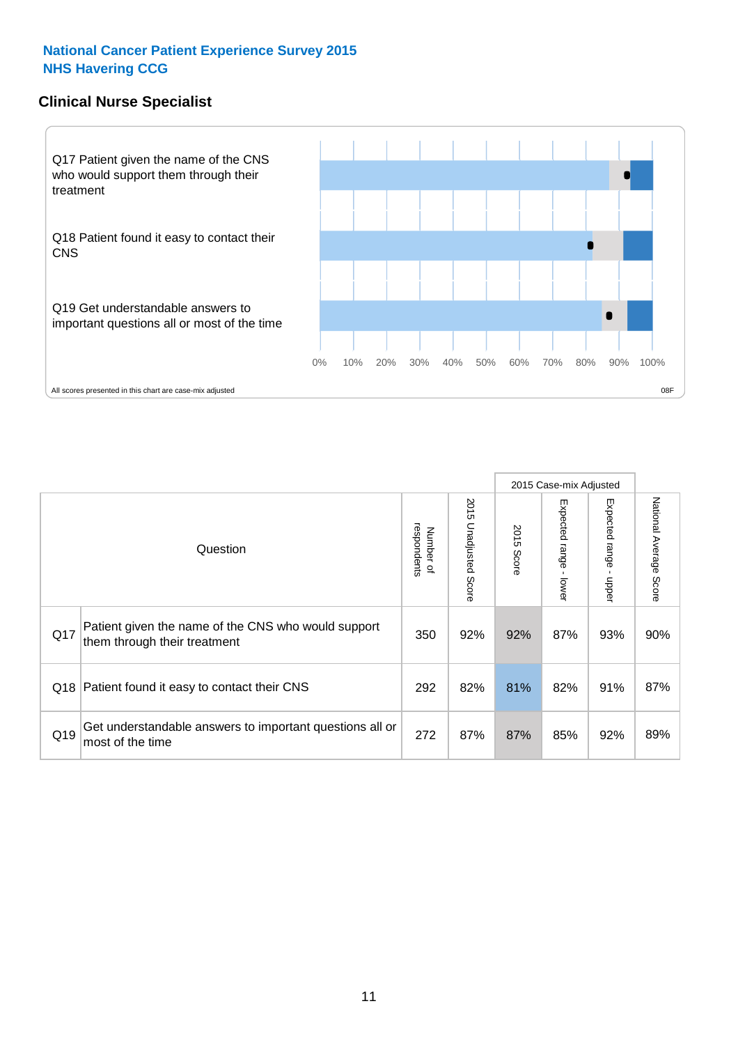**National Cancer Patient Experience Survey 2015**
**NHS Havering CCG**

## Clinical Nurse Specialist

Q17 Patient given the name of the CNS who would support them through their treatment

Q18 Patient found it easy to contact their CNS

Q19 Get understandable answers to important questions all or most of the time

0% 10% 20% 30% 40% 50% 60% 70% 80% 90% 100%

All scores presented in this chart are case-mix adjusted

08F

| Question | | Number of respondents | 2015 Unadjusted Score | 2015 Case-mix Adjusted: 2015 Score | 2015 Case-mix Adjusted: Expected range - lower | 2015 Case-mix Adjusted: Expected range - upper | National Average Score |
|---|---|---|---|---|---|---|---|
| Q17 | Patient given the name of the CNS who would support them through their treatment | 350 | 92% | 92% | 87% | 93% | 90% |
| Q18 | Patient found it easy to contact their CNS | 292 | 82% | 81% | 82% | 91% | 87% |
| Q19 | Get understandable answers to important questions all or most of the time | 272 | 87% | 87% | 85% | 92% | 89% |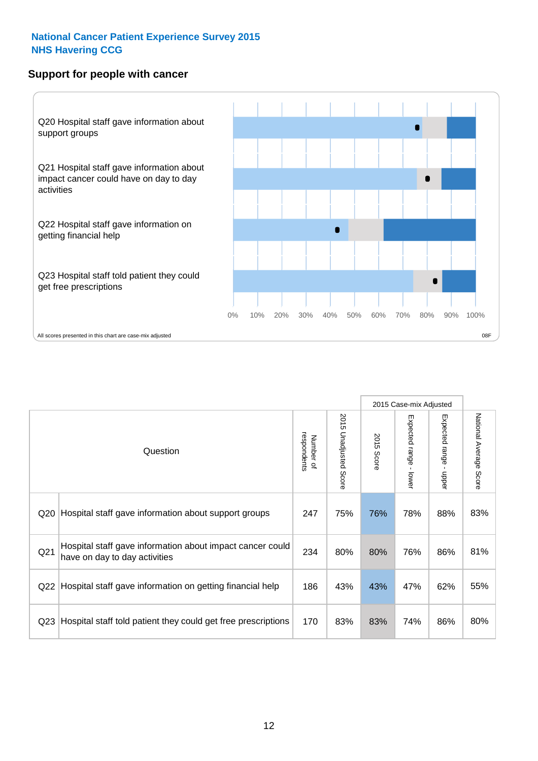National Cancer Patient Experience Survey 2015
NHS Havering CCG

## Support for people with cancer

Q20 Hospital staff gave information about support groups

Q21 Hospital staff gave information about impact cancer could have on day to day activities

Q22 Hospital staff gave information on getting financial help

Q23 Hospital staff told patient they could get free prescriptions

0% 10% 20% 30% 40% 50% 60% 70% 80% 90% 100%

All scores presented in this chart are case-mix adjusted

08F

| Question | | Number of respondents | 2015 Unadjusted Score | 2015 Case-mix Adjusted | | | National Average Score |
|---|---|---|---|---|---|---|---|
| | | | | 2015 Score | Expected range - lower | Expected range - upper | |
| Q20 | Hospital staff gave information about support groups | 247 | 75% | 76% | 78% | 88% | 83% |
| Q21 | Hospital staff gave information about impact cancer could have on day to day activities | 234 | 80% | 80% | 76% | 86% | 81% |
| Q22 | Hospital staff gave information on getting financial help | 186 | 43% | 43% | 47% | 62% | 55% |
| Q23 | Hospital staff told patient they could get free prescriptions | 170 | 83% | 83% | 74% | 86% | 80% |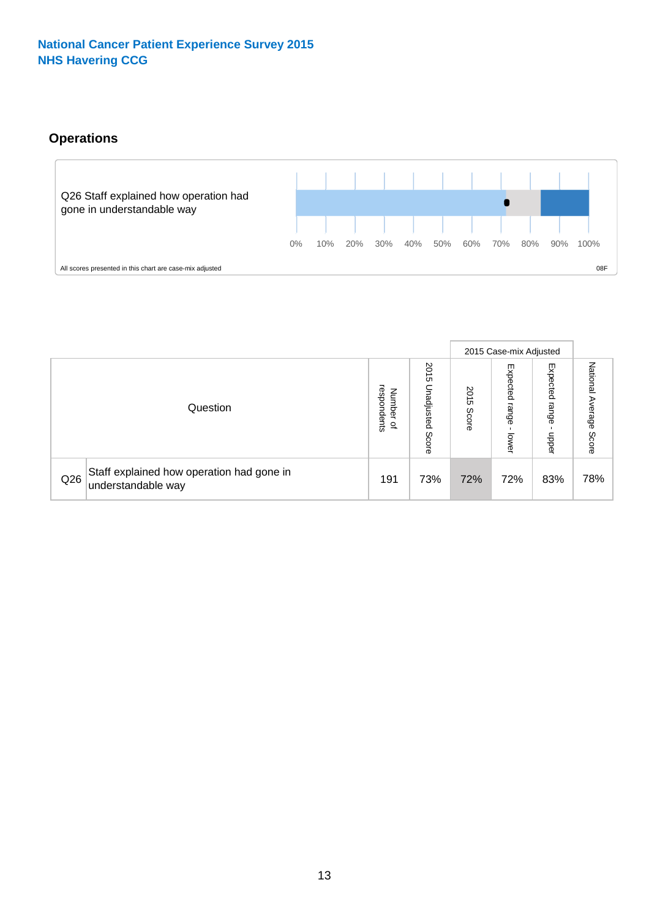National Cancer Patient Experience Survey 2015
NHS Havering CCG

## Operations

Q26 Staff explained how operation had gone in understandable way

0% 10% 20% 30% 40% 50% 60% 70% 80% 90% 100%

All scores presented in this chart are case-mix adjusted

08F

| Question | | Number of respondents | 2015 Unadjusted Score | 2015 Case-mix Adjusted | | | National Average Score |
|---|---|---|---|---|---|---|---|
| | | | | 2015 Score | Expected range - lower | Expected range - upper | |
| Q26 | Staff explained how operation had gone in understandable way | 191 | 73% | 72% | 72% | 83% | 78% |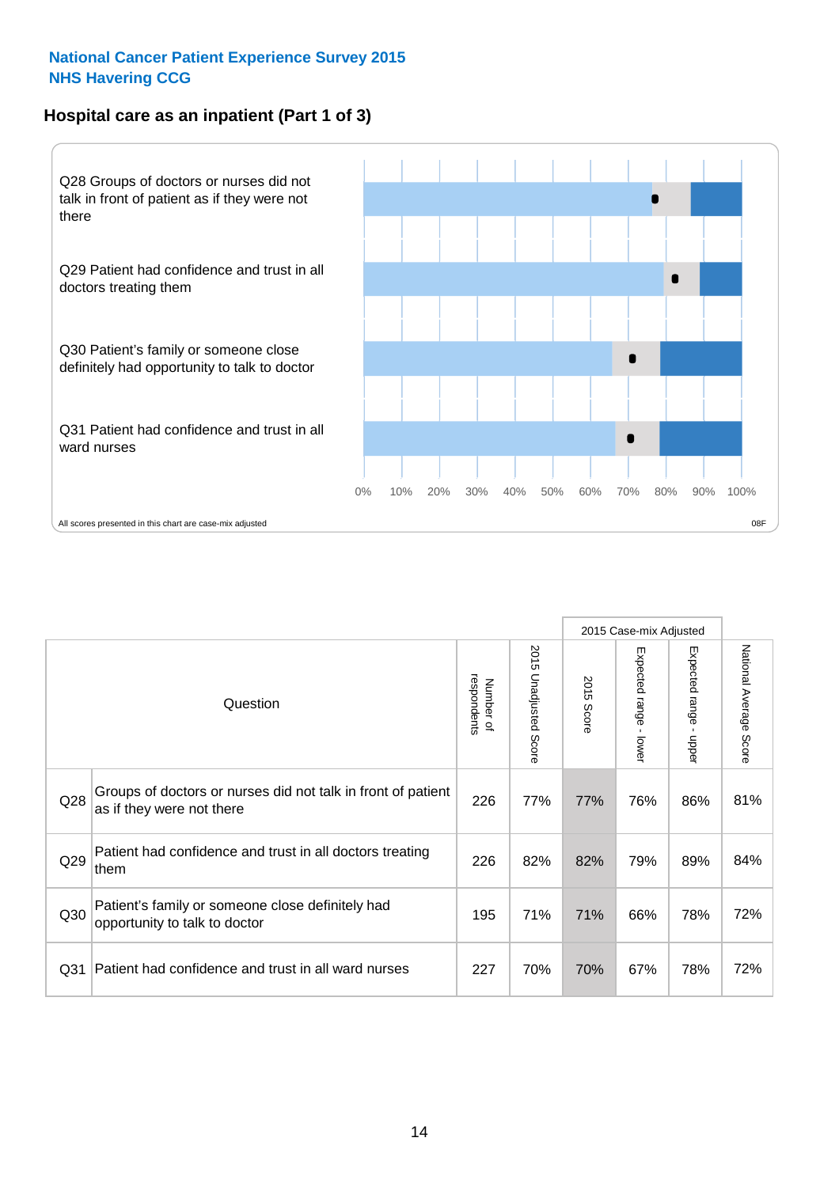**National Cancer Patient Experience Survey 2015**
**NHS Havering CCG**

## Hospital care as an inpatient (Part 1 of 3)

Q28 Groups of doctors or nurses did not talk in front of patient as if they were not there

Q29 Patient had confidence and trust in all doctors treating them

Q30 Patient's family or someone close definitely had opportunity to talk to doctor

Q31 Patient had confidence and trust in all ward nurses

0% 10% 20% 30% 40% 50% 60% 70% 80% 90% 100%

All scores presented in this chart are case-mix adjusted

08F

| | Question | Number of respondents | 2015 Unadjusted Score | 2015 Case-mix Adjusted: 2015 Score | 2015 Case-mix Adjusted: Expected range - lower | 2015 Case-mix Adjusted: Expected range - upper | National Average Score |
|---|---|---|---|---|---|---|---|
| Q28 | Groups of doctors or nurses did not talk in front of patient as if they were not there | 226 | 77% | 77% | 76% | 86% | 81% |
| Q29 | Patient had confidence and trust in all doctors treating them | 226 | 82% | 82% | 79% | 89% | 84% |
| Q30 | Patient's family or someone close definitely had opportunity to talk to doctor | 195 | 71% | 71% | 66% | 78% | 72% |
| Q31 | Patient had confidence and trust in all ward nurses | 227 | 70% | 70% | 67% | 78% | 72% |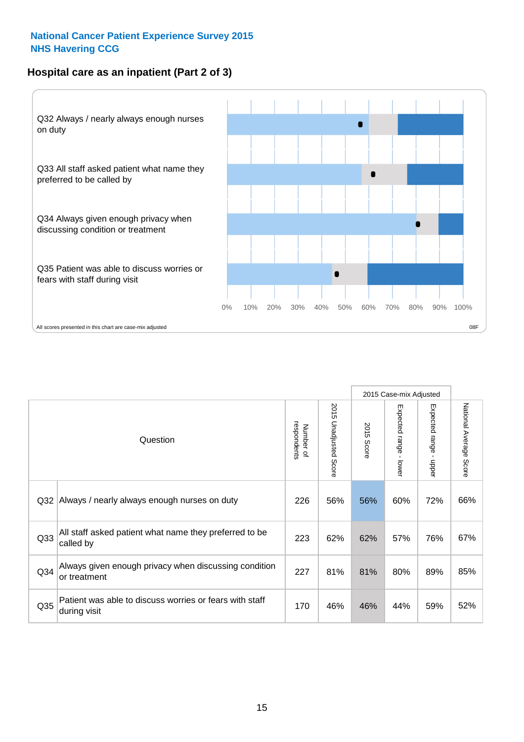National Cancer Patient Experience Survey 2015
NHS Havering CCG

## Hospital care as an inpatient (Part 2 of 3)

Q32 Always / nearly always enough nurses on duty

Q33 All staff asked patient what name they preferred to be called by

Q34 Always given enough privacy when discussing condition or treatment

Q35 Patient was able to discuss worries or fears with staff during visit

0% 10% 20% 30% 40% 50% 60% 70% 80% 90% 100%

All scores presented in this chart are case-mix adjusted

08F

| Question | | Number of respondents | 2015 Unadjusted Score | 2015 Case-mix Adjusted | | | National Average Score |
|---|---|---|---|---|---|---|---|
| | | | | 2015 Score | Expected range - lower | Expected range - upper | |
| Q32 | Always / nearly always enough nurses on duty | 226 | 56% | 56% | 60% | 72% | 66% |
| Q33 | All staff asked patient what name they preferred to be called by | 223 | 62% | 62% | 57% | 76% | 67% |
| Q34 | Always given enough privacy when discussing condition or treatment | 227 | 81% | 81% | 80% | 89% | 85% |
| Q35 | Patient was able to discuss worries or fears with staff during visit | 170 | 46% | 46% | 44% | 59% | 52% |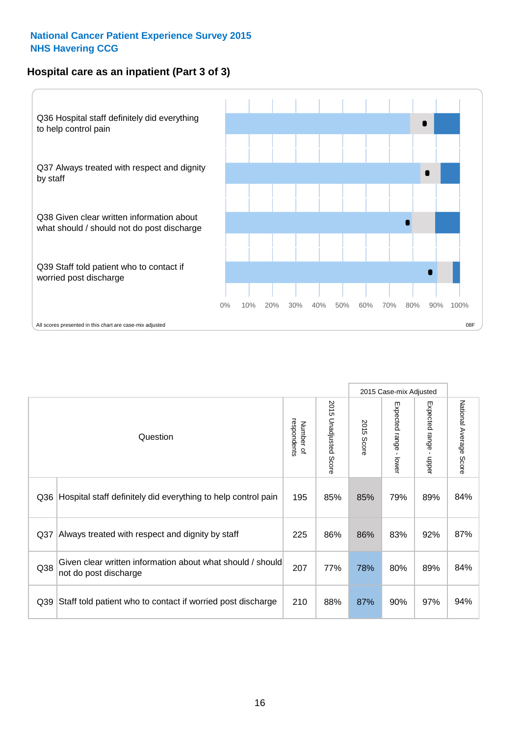**National Cancer Patient Experience Survey 2015**
**NHS Havering CCG**

## Hospital care as an inpatient (Part 3 of 3)

Q36 Hospital staff definitely did everything to help control pain

Q37 Always treated with respect and dignity by staff

Q38 Given clear written information about what should / should not do post discharge

Q39 Staff told patient who to contact if worried post discharge

0% 10% 20% 30% 40% 50% 60% 70% 80% 90% 100%

All scores presented in this chart are case-mix adjusted

08F

| Question | | Number of respondents | 2015 Unadjusted Score | 2015 Case-mix Adjusted: 2015 Score | 2015 Case-mix Adjusted: Expected range - lower | 2015 Case-mix Adjusted: Expected range - upper | National Average Score |
|---|---|---|---|---|---|---|---|
| Q36 | Hospital staff definitely did everything to help control pain | 195 | 85% | 85% | 79% | 89% | 84% |
| Q37 | Always treated with respect and dignity by staff | 225 | 86% | 86% | 83% | 92% | 87% |
| Q38 | Given clear written information about what should / should not do post discharge | 207 | 77% | 78% | 80% | 89% | 84% |
| Q39 | Staff told patient who to contact if worried post discharge | 210 | 88% | 87% | 90% | 97% | 94% |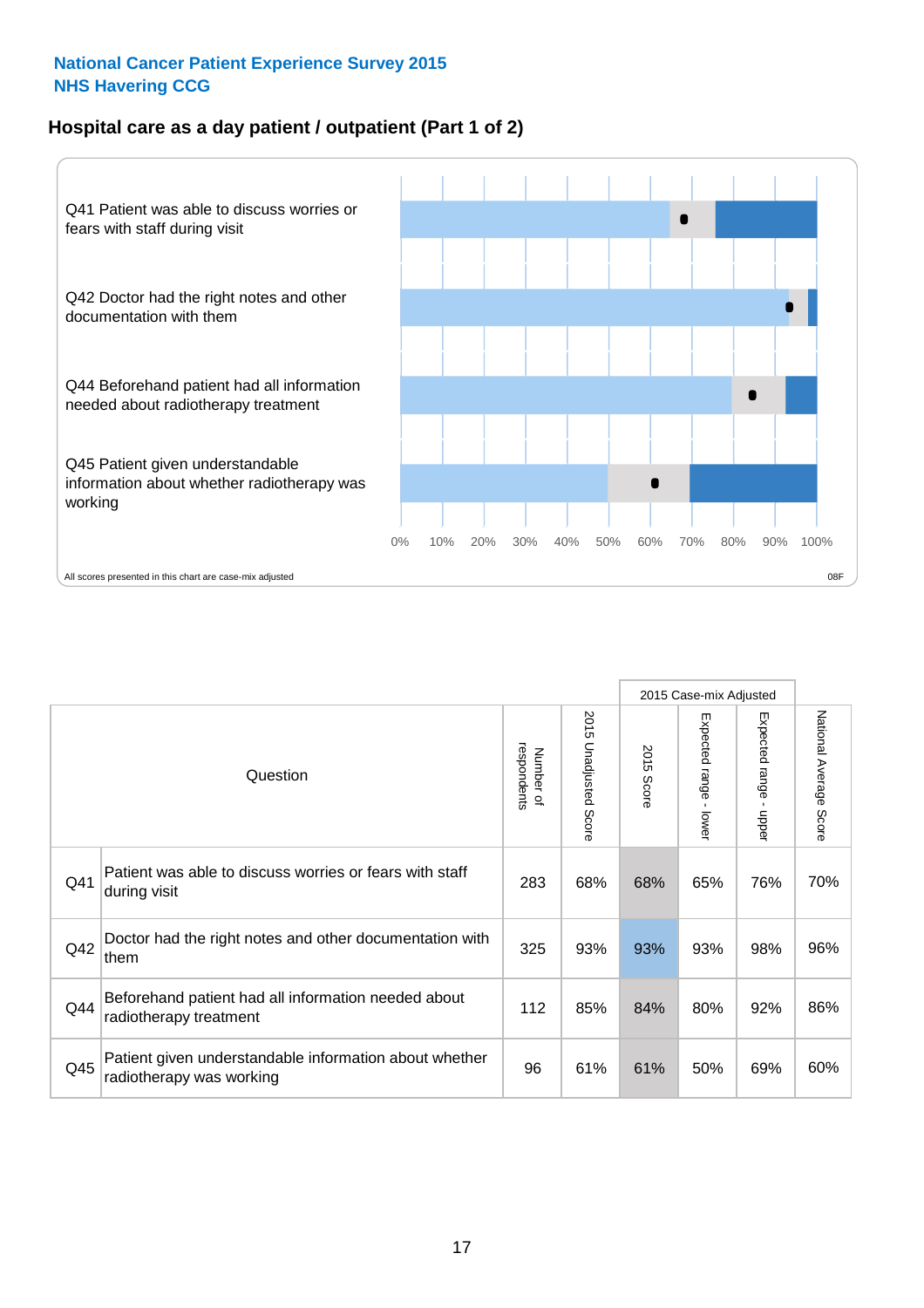**National Cancer Patient Experience Survey 2015**
**NHS Havering CCG**

## Hospital care as a day patient / outpatient (Part 1 of 2)

Q41 Patient was able to discuss worries or fears with staff during visit

Q42 Doctor had the right notes and other documentation with them

Q44 Beforehand patient had all information needed about radiotherapy treatment

Q45 Patient given understandable information about whether radiotherapy was working

0% 10% 20% 30% 40% 50% 60% 70% 80% 90% 100%

All scores presented in this chart are case-mix adjusted

08F

| | Question | Number of respondents | 2015 Unadjusted Score | 2015 Case-mix Adjusted | | | National Average Score |
|---|---|---|---|---|---|---|---|
| | | | | 2015 Score | Expected range - lower | Expected range - upper | |
| Q41 | Patient was able to discuss worries or fears with staff during visit | 283 | 68% | 68% | 65% | 76% | 70% |
| Q42 | Doctor had the right notes and other documentation with them | 325 | 93% | 93% | 93% | 98% | 96% |
| Q44 | Beforehand patient had all information needed about radiotherapy treatment | 112 | 85% | 84% | 80% | 92% | 86% |
| Q45 | Patient given understandable information about whether radiotherapy was working | 96 | 61% | 61% | 50% | 69% | 60% |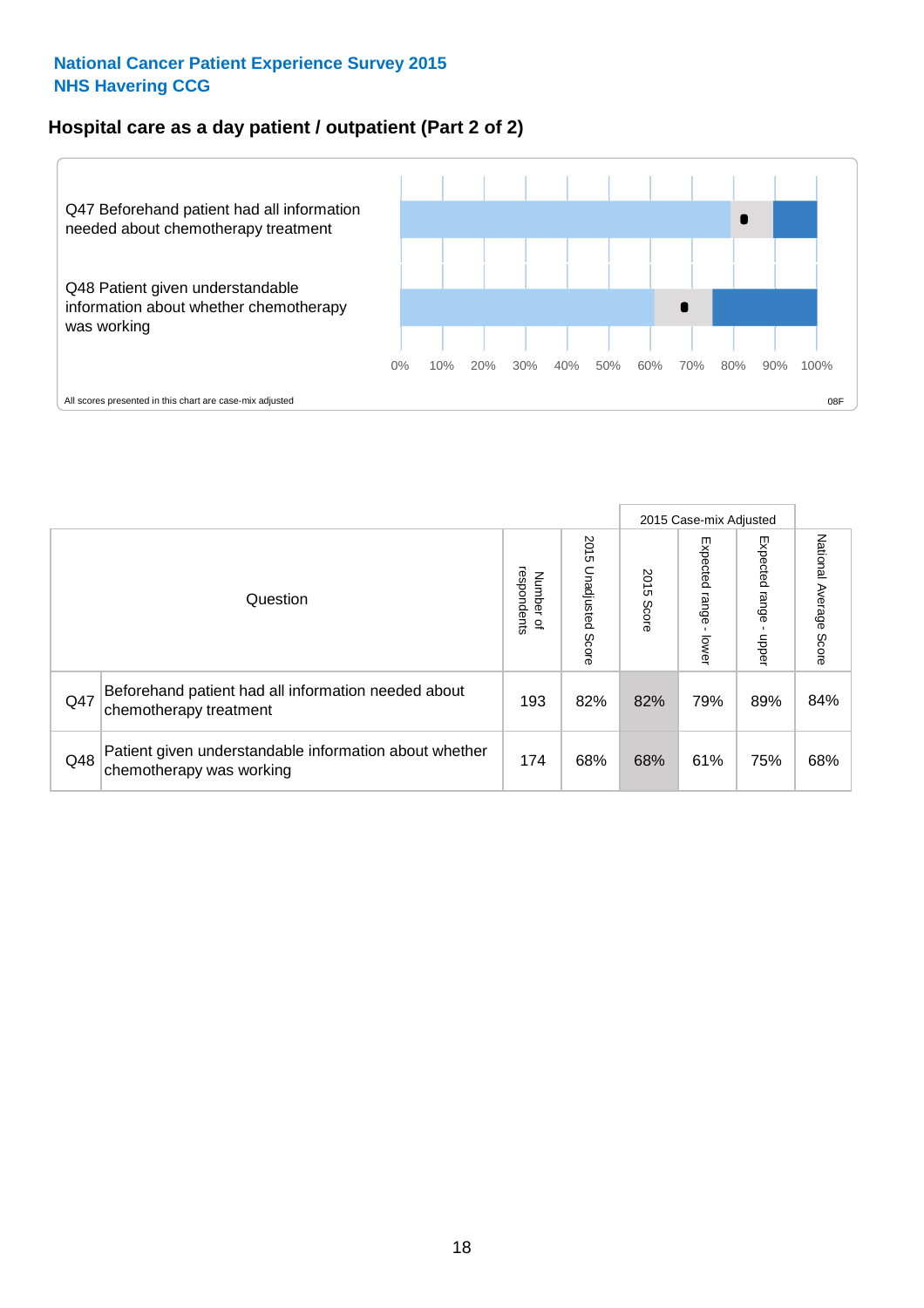National Cancer Patient Experience Survey 2015
NHS Havering CCG

## Hospital care as a day patient / outpatient (Part 2 of 2)

Q47 Beforehand patient had all information needed about chemotherapy treatment

Q48 Patient given understandable information about whether chemotherapy was working

0% 10% 20% 30% 40% 50% 60% 70% 80% 90% 100%

All scores presented in this chart are case-mix adjusted

08F

| | Question | Number of respondents | 2015 Unadjusted Score | 2015 Case-mix Adjusted: 2015 Score | 2015 Case-mix Adjusted: Expected range - lower | 2015 Case-mix Adjusted: Expected range - upper | National Average Score |
|---|---|---|---|---|---|---|---|
| Q47 | Beforehand patient had all information needed about chemotherapy treatment | 193 | 82% | 82% | 79% | 89% | 84% |
| Q48 | Patient given understandable information about whether chemotherapy was working | 174 | 68% | 68% | 61% | 75% | 68% |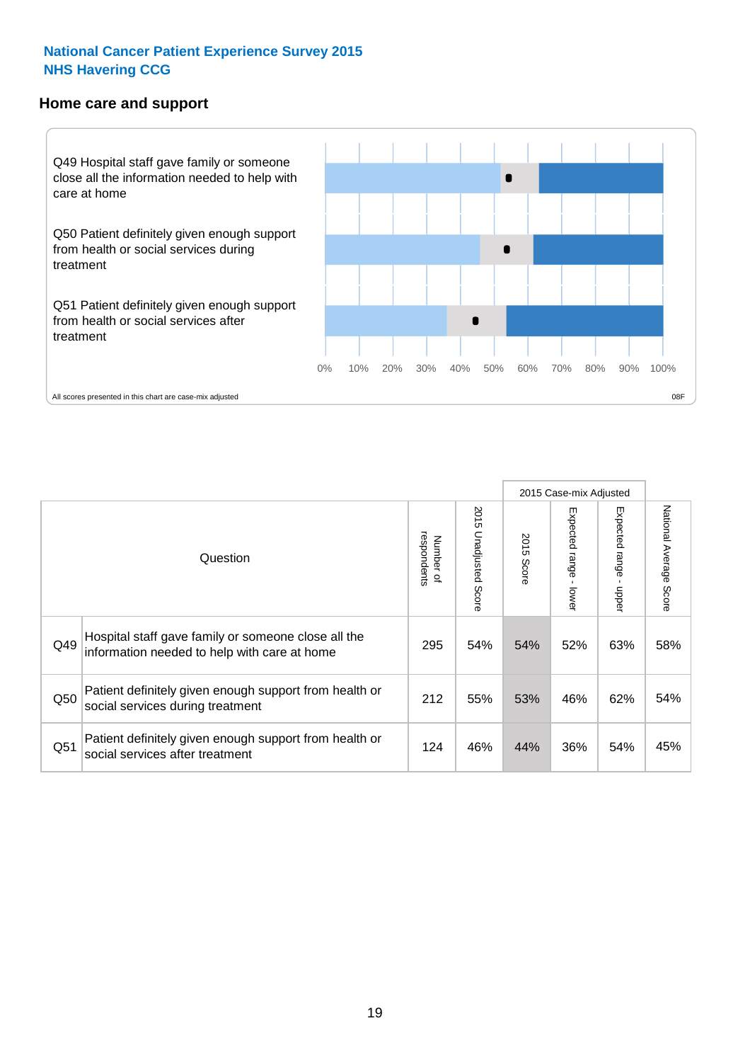**National Cancer Patient Experience Survey 2015**
**NHS Havering CCG**

## Home care and support

Q49 Hospital staff gave family or someone close all the information needed to help with care at home

Q50 Patient definitely given enough support from health or social services during treatment

Q51 Patient definitely given enough support from health or social services after treatment

0% 10% 20% 30% 40% 50% 60% 70% 80% 90% 100%

All scores presented in this chart are case-mix adjusted

08F

| Question | | Number of respondents | 2015 Unadjusted Score | 2015 Case-mix Adjusted: 2015 Score | 2015 Case-mix Adjusted: Expected range - lower | 2015 Case-mix Adjusted: Expected range - upper | National Average Score |
|---|---|---|---|---|---|---|---|
| Q49 | Hospital staff gave family or someone close all the information needed to help with care at home | 295 | 54% | 54% | 52% | 63% | 58% |
| Q50 | Patient definitely given enough support from health or social services during treatment | 212 | 55% | 53% | 46% | 62% | 54% |
| Q51 | Patient definitely given enough support from health or social services after treatment | 124 | 46% | 44% | 36% | 54% | 45% |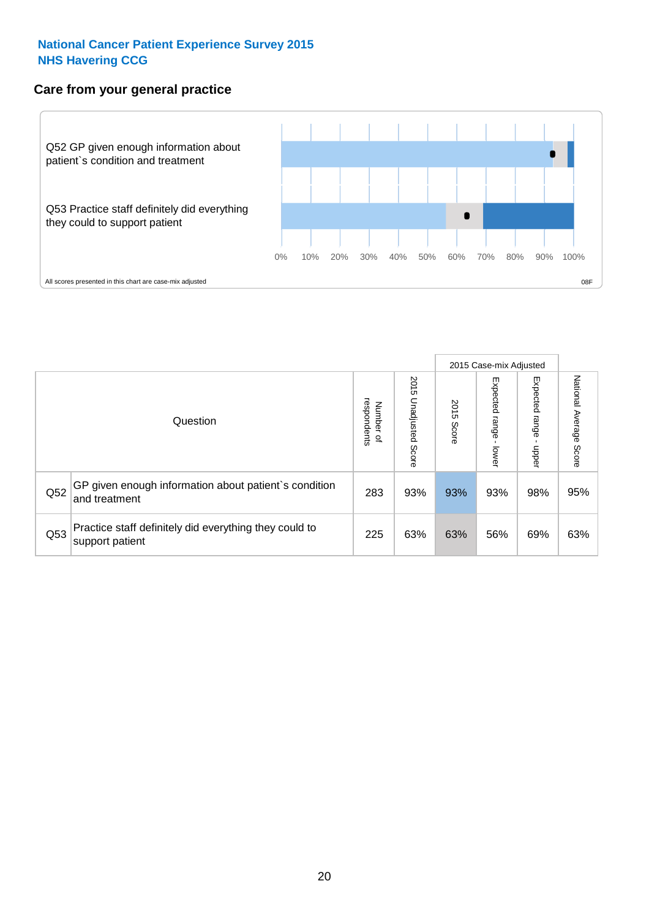**National Cancer Patient Experience Survey 2015**
**NHS Havering CCG**

## Care from your general practice

Q52 GP given enough information about patient`s condition and treatment

Q53 Practice staff definitely did everything they could to support patient

0% 10% 20% 30% 40% 50% 60% 70% 80% 90% 100%

All scores presented in this chart are case-mix adjusted

08F

| Question | | Number of respondents | 2015 Unadjusted Score | 2015 Case-mix Adjusted: 2015 Score | 2015 Case-mix Adjusted: Expected range - lower | 2015 Case-mix Adjusted: Expected range - upper | National Average Score |
|---|---|---|---|---|---|---|---|
| Q52 | GP given enough information about patient`s condition and treatment | 283 | 93% | 93% | 93% | 98% | 95% |
| Q53 | Practice staff definitely did everything they could to support patient | 225 | 63% | 63% | 56% | 69% | 63% |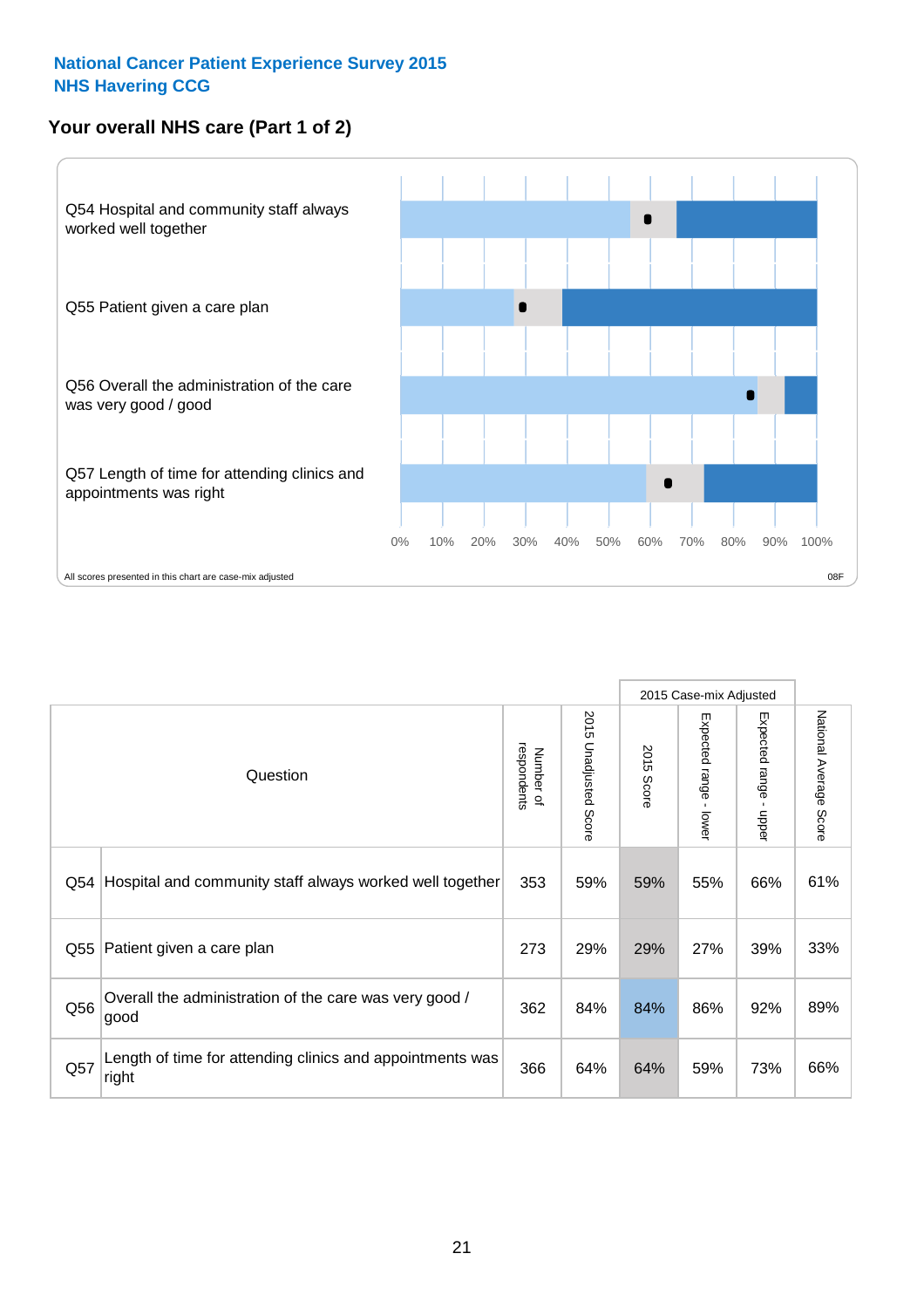National Cancer Patient Experience Survey 2015
NHS Havering CCG

## Your overall NHS care (Part 1 of 2)

Q54 Hospital and community staff always worked well together

Q55 Patient given a care plan

Q56 Overall the administration of the care was very good / good

Q57 Length of time for attending clinics and appointments was right

0% 10% 20% 30% 40% 50% 60% 70% 80% 90% 100%

All scores presented in this chart are case-mix adjusted

08F

| | Question | Number of respondents | 2015 Unadjusted Score | 2015 Case-mix Adjusted: 2015 Score | 2015 Case-mix Adjusted: Expected range - lower | 2015 Case-mix Adjusted: Expected range - upper | National Average Score |
|---|---|---|---|---|---|---|---|
| Q54 | Hospital and community staff always worked well together | 353 | 59% | 59% | 55% | 66% | 61% |
| Q55 | Patient given a care plan | 273 | 29% | 29% | 27% | 39% | 33% |
| Q56 | Overall the administration of the care was very good / good | 362 | 84% | 84% | 86% | 92% | 89% |
| Q57 | Length of time for attending clinics and appointments was right | 366 | 64% | 64% | 59% | 73% | 66% |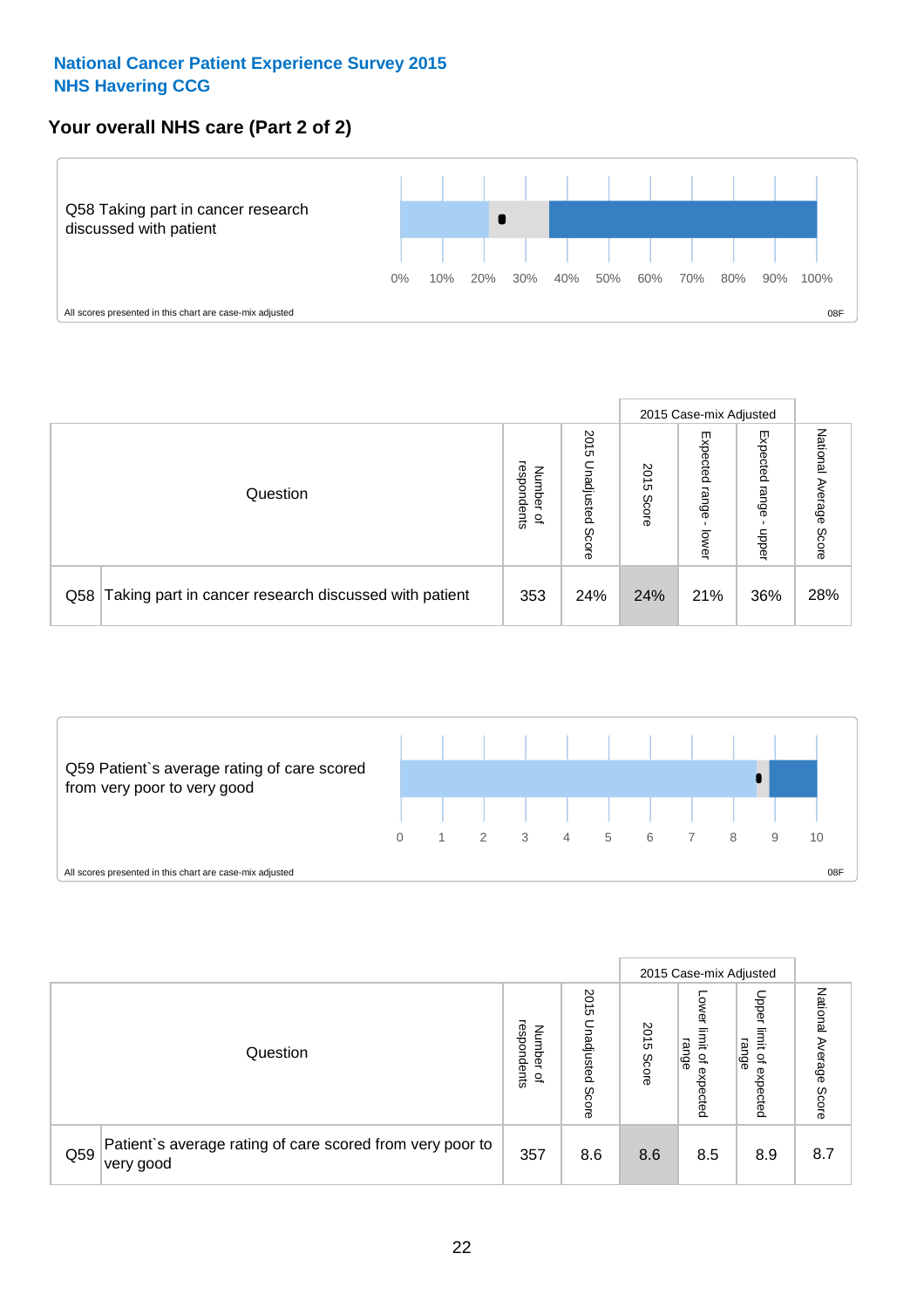**National Cancer Patient Experience Survey 2015**
**NHS Havering CCG**

## Your overall NHS care (Part 2 of 2)

Q58 Taking part in cancer research discussed with patient

0% 10% 20% 30% 40% 50% 60% 70% 80% 90% 100%

All scores presented in this chart are case-mix adjusted

08F

| Question | | Number of respondents | 2015 Unadjusted Score | 2015 Case-mix Adjusted: 2015 Score | 2015 Case-mix Adjusted: Expected range - lower | 2015 Case-mix Adjusted: Expected range - upper | National Average Score |
|---|---|---|---|---|---|---|---|
| Q58 | Taking part in cancer research discussed with patient | 353 | 24% | 24% | 21% | 36% | 28% |

Q59 Patient`s average rating of care scored from very poor to very good

0 1 2 3 4 5 6 7 8 9 10

All scores presented in this chart are case-mix adjusted

08F

| Question | | Number of respondents | 2015 Unadjusted Score | 2015 Case-mix Adjusted: 2015 Score | 2015 Case-mix Adjusted: Lower limit of expected range | 2015 Case-mix Adjusted: Upper limit of expected range | National Average Score |
|---|---|---|---|---|---|---|---|
| Q59 | Patient`s average rating of care scored from very poor to very good | 357 | 8.6 | 8.6 | 8.5 | 8.9 | 8.7 |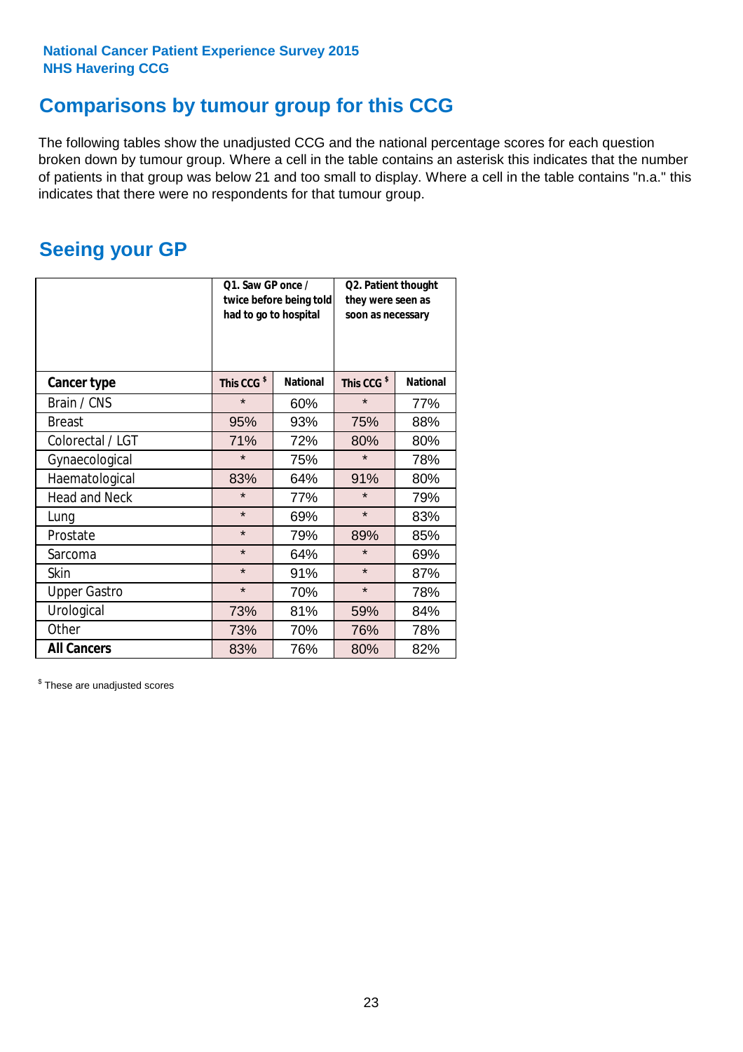National Cancer Patient Experience Survey 2015
NHS Havering CCG

## Comparisons by tumour group for this CCG

The following tables show the unadjusted CCG and the national percentage scores for each question broken down by tumour group. Where a cell in the table contains an asterisk this indicates that the number of patients in that group was below 21 and too small to display. Where a cell in the table contains "n.a." this indicates that there were no respondents for that tumour group.

## Seeing your GP

| | Q1. Saw GP once / twice before being told had to go to hospital | | Q2. Patient thought they were seen as soon as necessary | |
|---|---|---|---|---|
| **Cancer type** | This CCG $ | National | This CCG $ | National |
| Brain / CNS | * | 60% | * | 77% |
| Breast | 95% | 93% | 75% | 88% |
| Colorectal / LGT | 71% | 72% | 80% | 80% |
| Gynaecological | * | 75% | * | 78% |
| Haematological | 83% | 64% | 91% | 80% |
| Head and Neck | * | 77% | * | 79% |
| Lung | * | 69% | * | 83% |
| Prostate | * | 79% | 89% | 85% |
| Sarcoma | * | 64% | * | 69% |
| Skin | * | 91% | * | 87% |
| Upper Gastro | * | 70% | * | 78% |
| Urological | 73% | 81% | 59% | 84% |
| Other | 73% | 70% | 76% | 78% |
| **All Cancers** | 83% | 76% | 80% | 82% |

$ These are unadjusted scores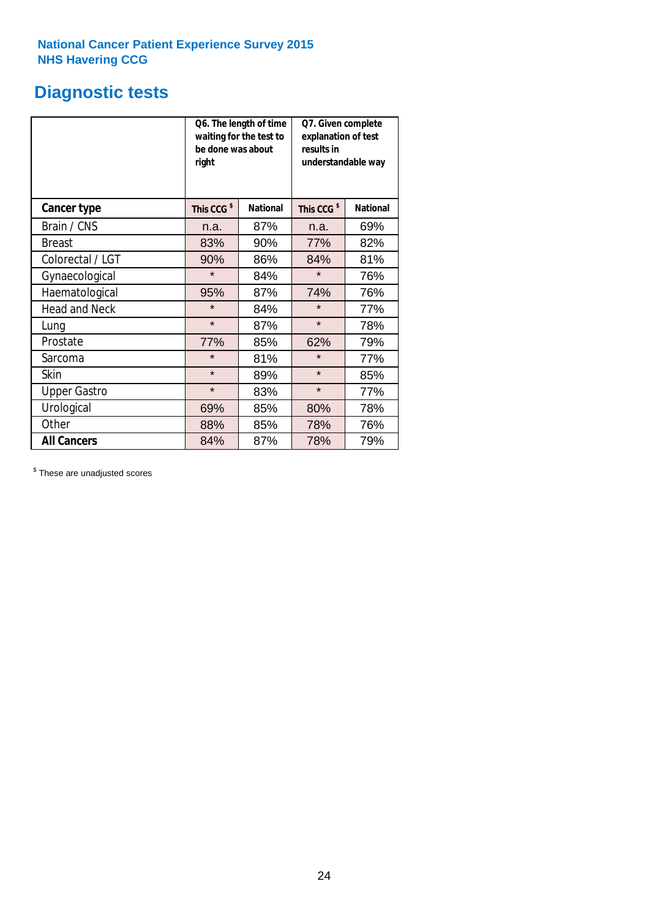**National Cancer Patient Experience Survey 2015**
**NHS Havering CCG**

# Diagnostic tests

| | Q6. The length of time waiting for the test to be done was about right | | Q7. Given complete explanation of test results in understandable way | |
|---|---|---|---|---|
| **Cancer type** | **This CCG $** | **National** | **This CCG $** | **National** |
| Brain / CNS | n.a. | 87% | n.a. | 69% |
| Breast | 83% | 90% | 77% | 82% |
| Colorectal / LGT | 90% | 86% | 84% | 81% |
| Gynaecological | * | 84% | * | 76% |
| Haematological | 95% | 87% | 74% | 76% |
| Head and Neck | * | 84% | * | 77% |
| Lung | * | 87% | * | 78% |
| Prostate | 77% | 85% | 62% | 79% |
| Sarcoma | * | 81% | * | 77% |
| Skin | * | 89% | * | 85% |
| Upper Gastro | * | 83% | * | 77% |
| Urological | 69% | 85% | 80% | 78% |
| Other | 88% | 85% | 78% | 76% |
| **All Cancers** | 84% | 87% | 78% | 79% |

$ These are unadjusted scores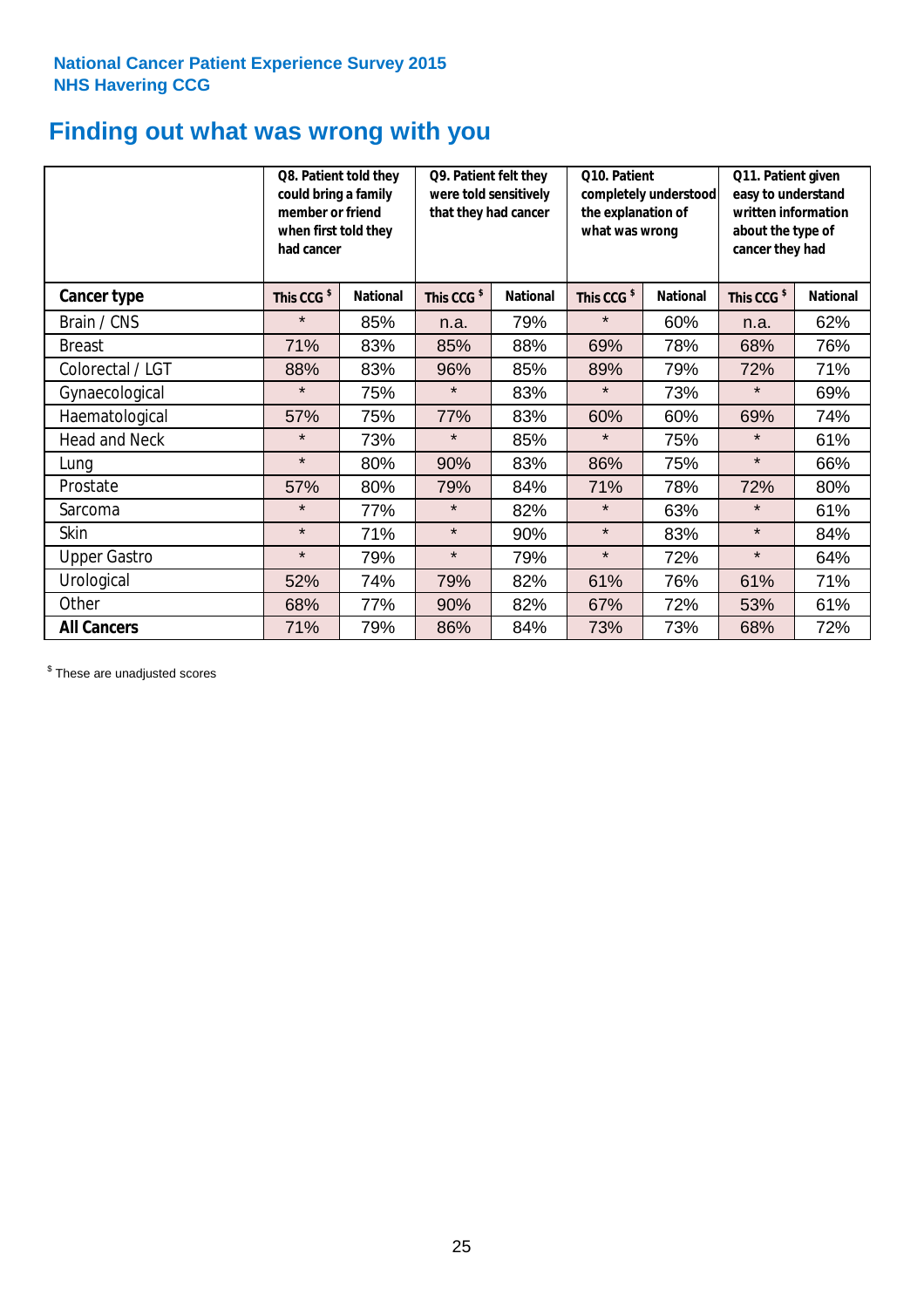National Cancer Patient Experience Survey 2015
NHS Havering CCG

# Finding out what was wrong with you

| | Q8. Patient told they could bring a family member or friend when first told they had cancer | | Q9. Patient felt they were told sensitively that they had cancer | | Q10. Patient completely understood the explanation of what was wrong | | Q11. Patient given easy to understand written information about the type of cancer they had | |
|---|---|---|---|---|---|---|---|---|
| **Cancer type** | This CCG $ | National | This CCG $ | National | This CCG $ | National | This CCG $ | National |
| Brain / CNS | * | 85% | n.a. | 79% | * | 60% | n.a. | 62% |
| Breast | 71% | 83% | 85% | 88% | 69% | 78% | 68% | 76% |
| Colorectal / LGT | 88% | 83% | 96% | 85% | 89% | 79% | 72% | 71% |
| Gynaecological | * | 75% | * | 83% | * | 73% | * | 69% |
| Haematological | 57% | 75% | 77% | 83% | 60% | 60% | 69% | 74% |
| Head and Neck | * | 73% | * | 85% | * | 75% | * | 61% |
| Lung | * | 80% | 90% | 83% | 86% | 75% | * | 66% |
| Prostate | 57% | 80% | 79% | 84% | 71% | 78% | 72% | 80% |
| Sarcoma | * | 77% | * | 82% | * | 63% | * | 61% |
| Skin | * | 71% | * | 90% | * | 83% | * | 84% |
| Upper Gastro | * | 79% | * | 79% | * | 72% | * | 64% |
| Urological | 52% | 74% | 79% | 82% | 61% | 76% | 61% | 71% |
| Other | 68% | 77% | 90% | 82% | 67% | 72% | 53% | 61% |
| **All Cancers** | 71% | 79% | 86% | 84% | 73% | 73% | 68% | 72% |

$ These are unadjusted scores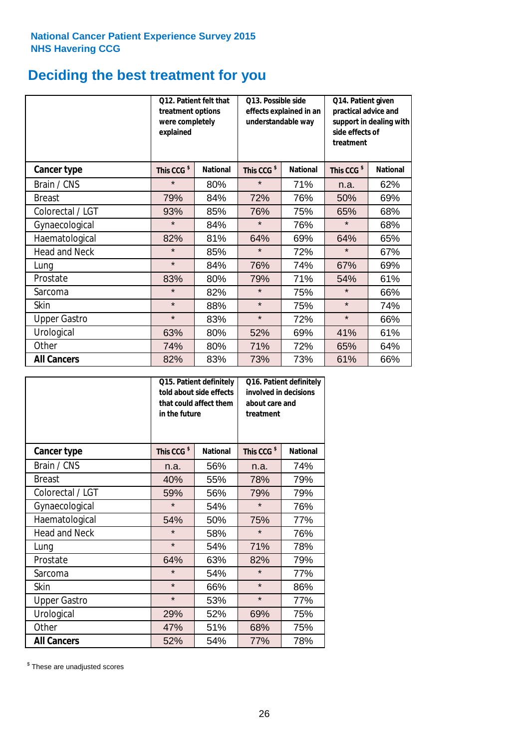**National Cancer Patient Experience Survey 2015**
**NHS Havering CCG**

# Deciding the best treatment for you

| | Q12. Patient felt that treatment options were completely explained | | Q13. Possible side effects explained in an understandable way | | Q14. Patient given practical advice and support in dealing with side effects of treatment | |
|---|---|---|---|---|---|---|
| **Cancer type** | **This CCG $** | **National** | **This CCG $** | **National** | **This CCG $** | **National** |
| Brain / CNS | * | 80% | * | 71% | n.a. | 62% |
| Breast | 79% | 84% | 72% | 76% | 50% | 69% |
| Colorectal / LGT | 93% | 85% | 76% | 75% | 65% | 68% |
| Gynaecological | * | 84% | * | 76% | * | 68% |
| Haematological | 82% | 81% | 64% | 69% | 64% | 65% |
| Head and Neck | * | 85% | * | 72% | * | 67% |
| Lung | * | 84% | 76% | 74% | 67% | 69% |
| Prostate | 83% | 80% | 79% | 71% | 54% | 61% |
| Sarcoma | * | 82% | * | 75% | * | 66% |
| Skin | * | 88% | * | 75% | * | 74% |
| Upper Gastro | * | 83% | * | 72% | * | 66% |
| Urological | 63% | 80% | 52% | 69% | 41% | 61% |
| Other | 74% | 80% | 71% | 72% | 65% | 64% |
| **All Cancers** | 82% | 83% | 73% | 73% | 61% | 66% |

| | Q15. Patient definitely told about side effects that could affect them in the future | | Q16. Patient definitely involved in decisions about care and treatment | |
|---|---|---|---|---|
| **Cancer type** | **This CCG $** | **National** | **This CCG $** | **National** |
| Brain / CNS | n.a. | 56% | n.a. | 74% |
| Breast | 40% | 55% | 78% | 79% |
| Colorectal / LGT | 59% | 56% | 79% | 79% |
| Gynaecological | * | 54% | * | 76% |
| Haematological | 54% | 50% | 75% | 77% |
| Head and Neck | * | 58% | * | 76% |
| Lung | * | 54% | 71% | 78% |
| Prostate | 64% | 63% | 82% | 79% |
| Sarcoma | * | 54% | * | 77% |
| Skin | * | 66% | * | 86% |
| Upper Gastro | * | 53% | * | 77% |
| Urological | 29% | 52% | 69% | 75% |
| Other | 47% | 51% | 68% | 75% |
| **All Cancers** | 52% | 54% | 77% | 78% |

$ These are unadjusted scores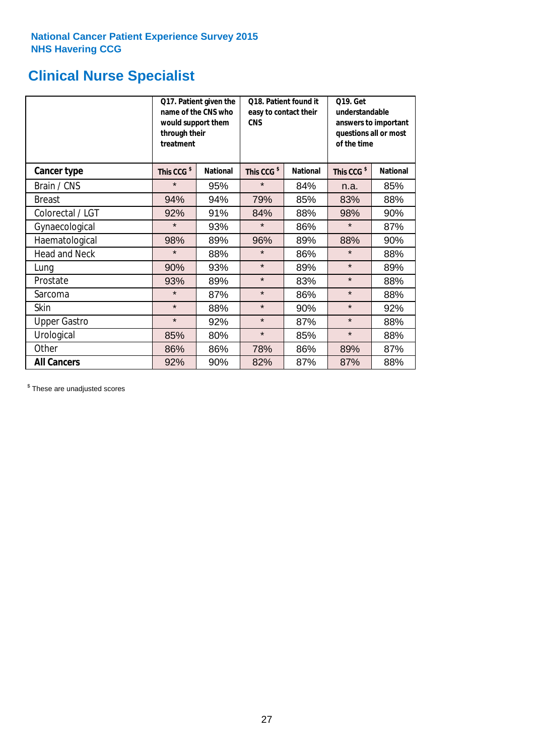**National Cancer Patient Experience Survey 2015**
**NHS Havering CCG**

# Clinical Nurse Specialist

| | Q17. Patient given the name of the CNS who would support them through their treatment | | Q18. Patient found it easy to contact their CNS | | Q19. Get understandable answers to important questions all or most of the time | |
|---|---|---|---|---|---|---|
| **Cancer type** | **This CCG $** | **National** | **This CCG $** | **National** | **This CCG $** | **National** |
| Brain / CNS | * | 95% | * | 84% | n.a. | 85% |
| Breast | 94% | 94% | 79% | 85% | 83% | 88% |
| Colorectal / LGT | 92% | 91% | 84% | 88% | 98% | 90% |
| Gynaecological | * | 93% | * | 86% | * | 87% |
| Haematological | 98% | 89% | 96% | 89% | 88% | 90% |
| Head and Neck | * | 88% | * | 86% | * | 88% |
| Lung | 90% | 93% | * | 89% | * | 89% |
| Prostate | 93% | 89% | * | 83% | * | 88% |
| Sarcoma | * | 87% | * | 86% | * | 88% |
| Skin | * | 88% | * | 90% | * | 92% |
| Upper Gastro | * | 92% | * | 87% | * | 88% |
| Urological | 85% | 80% | * | 85% | * | 88% |
| Other | 86% | 86% | 78% | 86% | 89% | 87% |
| **All Cancers** | 92% | 90% | 82% | 87% | 87% | 88% |

$ These are unadjusted scores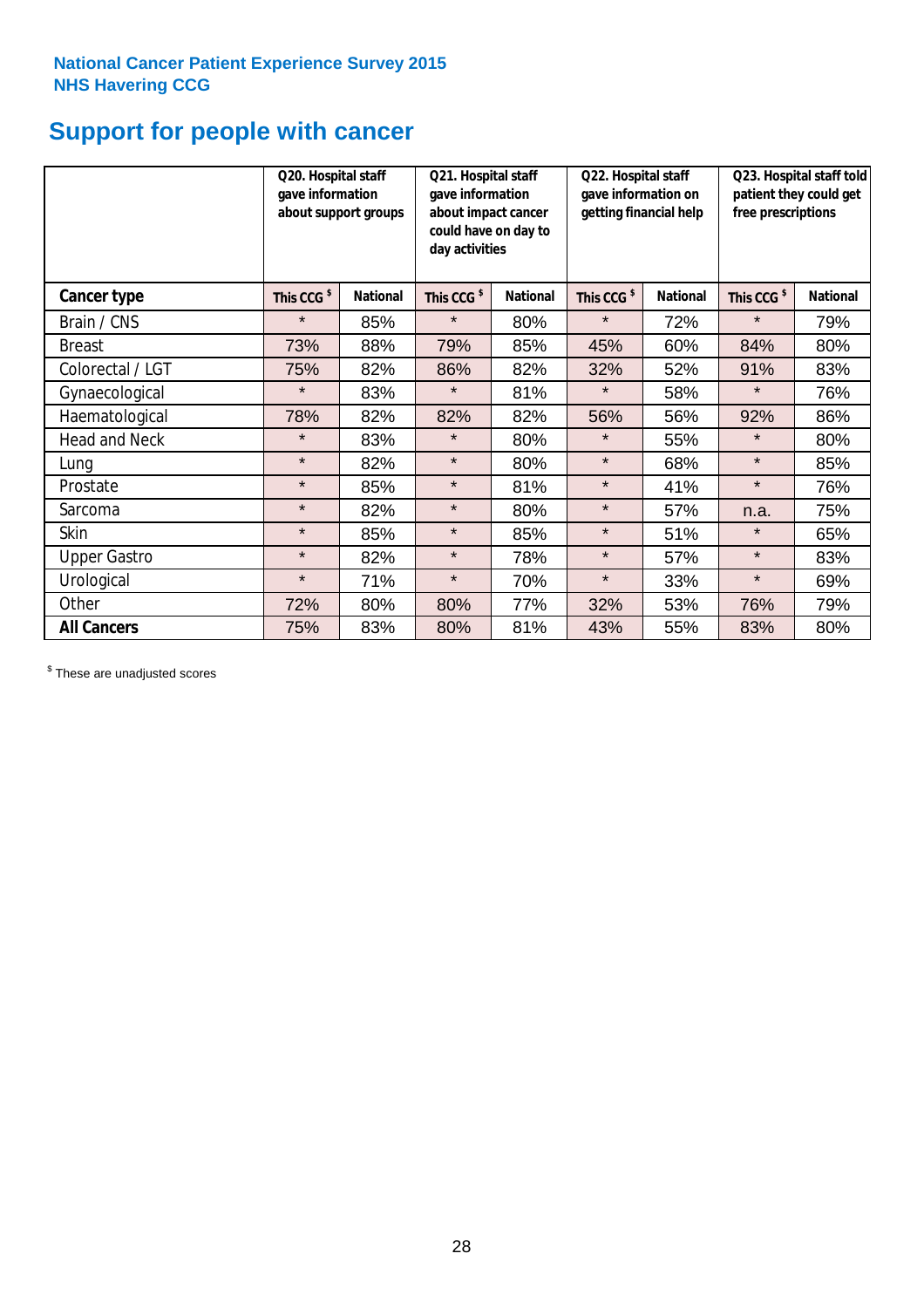**National Cancer Patient Experience Survey 2015**
**NHS Havering CCG**

# Support for people with cancer

| | Q20. Hospital staff gave information about support groups | | Q21. Hospital staff gave information about impact cancer could have on day to day activities | | Q22. Hospital staff gave information on getting financial help | | Q23. Hospital staff told patient they could get free prescriptions | |
|---|---|---|---|---|---|---|---|---|
| **Cancer type** | **This CCG $** | **National** | **This CCG $** | **National** | **This CCG $** | **National** | **This CCG $** | **National** |
| Brain / CNS | * | 85% | * | 80% | * | 72% | * | 79% |
| Breast | 73% | 88% | 79% | 85% | 45% | 60% | 84% | 80% |
| Colorectal / LGT | 75% | 82% | 86% | 82% | 32% | 52% | 91% | 83% |
| Gynaecological | * | 83% | * | 81% | * | 58% | * | 76% |
| Haematological | 78% | 82% | 82% | 82% | 56% | 56% | 92% | 86% |
| Head and Neck | * | 83% | * | 80% | * | 55% | * | 80% |
| Lung | * | 82% | * | 80% | * | 68% | * | 85% |
| Prostate | * | 85% | * | 81% | * | 41% | * | 76% |
| Sarcoma | * | 82% | * | 80% | * | 57% | n.a. | 75% |
| Skin | * | 85% | * | 85% | * | 51% | * | 65% |
| Upper Gastro | * | 82% | * | 78% | * | 57% | * | 83% |
| Urological | * | 71% | * | 70% | * | 33% | * | 69% |
| Other | 72% | 80% | 80% | 77% | 32% | 53% | 76% | 79% |
| **All Cancers** | 75% | 83% | 80% | 81% | 43% | 55% | 83% | 80% |

$ These are unadjusted scores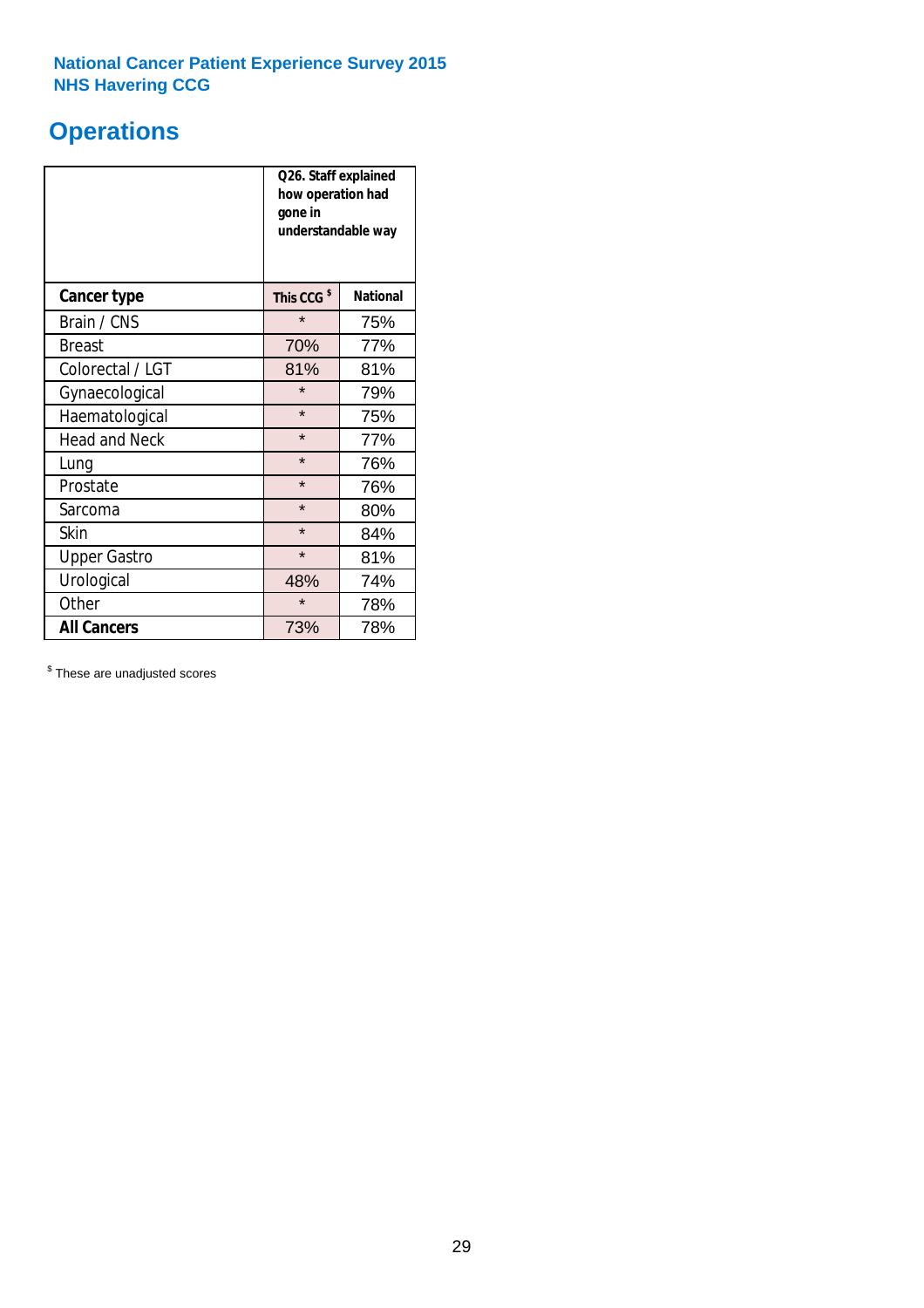National Cancer Patient Experience Survey 2015
NHS Havering CCG

# Operations

| | Q26. Staff explained how operation had gone in understandable way | |
|---|---|---|
| **Cancer type** | **This CCG $** | **National** |
| Brain / CNS | * | 75% |
| Breast | 70% | 77% |
| Colorectal / LGT | 81% | 81% |
| Gynaecological | * | 79% |
| Haematological | * | 75% |
| Head and Neck | * | 77% |
| Lung | * | 76% |
| Prostate | * | 76% |
| Sarcoma | * | 80% |
| Skin | * | 84% |
| Upper Gastro | * | 81% |
| Urological | 48% | 74% |
| Other | * | 78% |
| **All Cancers** | 73% | 78% |

$ These are unadjusted scores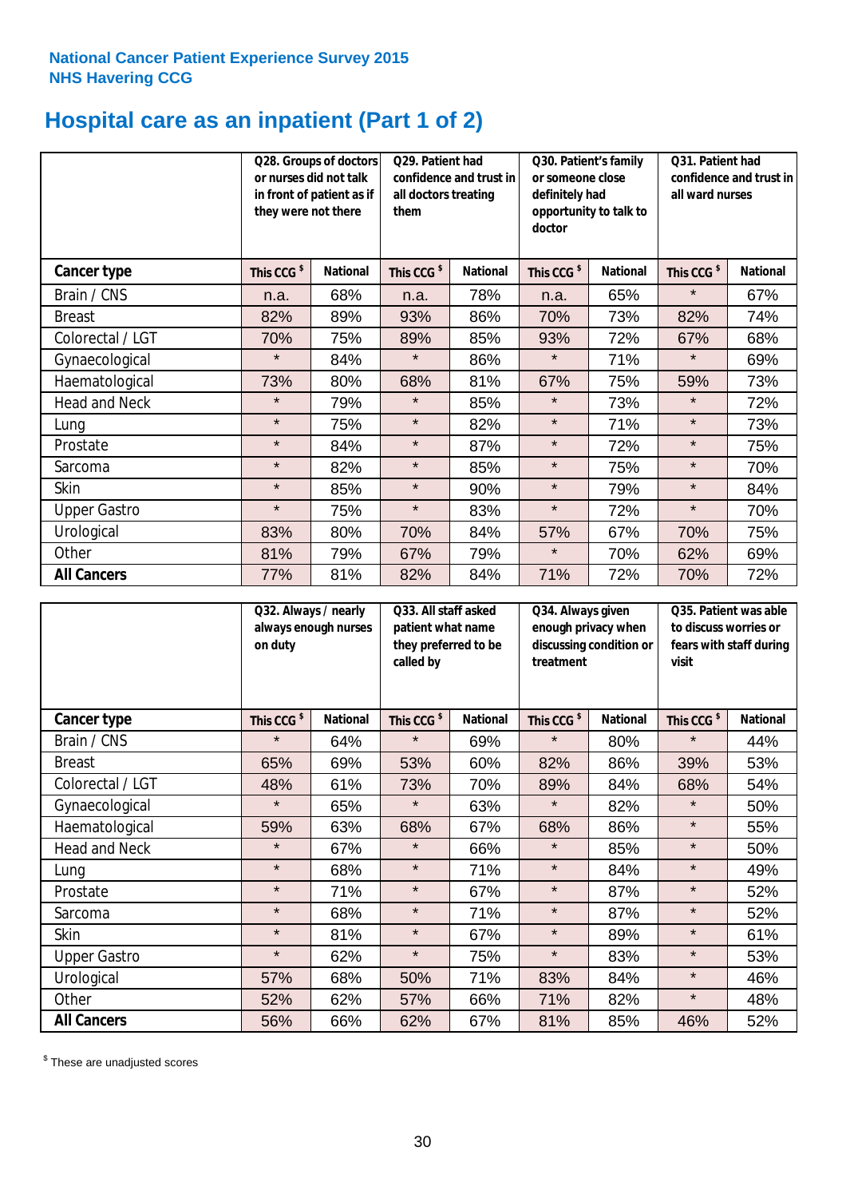**National Cancer Patient Experience Survey 2015**
**NHS Havering CCG**

# Hospital care as an inpatient (Part 1 of 2)

| | Q28. Groups of doctors or nurses did not talk in front of patient as if they were not there | | Q29. Patient had confidence and trust in all doctors treating them | | Q30. Patient's family or someone close definitely had opportunity to talk to doctor | | Q31. Patient had confidence and trust in all ward nurses | |
|---|---|---|---|---|---|---|---|---|
| **Cancer type** | This CCG $ | National | This CCG $ | National | This CCG $ | National | This CCG $ | National |
| Brain / CNS | n.a. | 68% | n.a. | 78% | n.a. | 65% | * | 67% |
| Breast | 82% | 89% | 93% | 86% | 70% | 73% | 82% | 74% |
| Colorectal / LGT | 70% | 75% | 89% | 85% | 93% | 72% | 67% | 68% |
| Gynaecological | * | 84% | * | 86% | * | 71% | * | 69% |
| Haematological | 73% | 80% | 68% | 81% | 67% | 75% | 59% | 73% |
| Head and Neck | * | 79% | * | 85% | * | 73% | * | 72% |
| Lung | * | 75% | * | 82% | * | 71% | * | 73% |
| Prostate | * | 84% | * | 87% | * | 72% | * | 75% |
| Sarcoma | * | 82% | * | 85% | * | 75% | * | 70% |
| Skin | * | 85% | * | 90% | * | 79% | * | 84% |
| Upper Gastro | * | 75% | * | 83% | * | 72% | * | 70% |
| Urological | 83% | 80% | 70% | 84% | 57% | 67% | 70% | 75% |
| Other | 81% | 79% | 67% | 79% | * | 70% | 62% | 69% |
| **All Cancers** | 77% | 81% | 82% | 84% | 71% | 72% | 70% | 72% |

| | Q32. Always / nearly always enough nurses on duty | | Q33. All staff asked patient what name they preferred to be called by | | Q34. Always given enough privacy when discussing condition or treatment | | Q35. Patient was able to discuss worries or fears with staff during visit | |
|---|---|---|---|---|---|---|---|---|
| **Cancer type** | This CCG $ | National | This CCG $ | National | This CCG $ | National | This CCG $ | National |
| Brain / CNS | * | 64% | * | 69% | * | 80% | * | 44% |
| Breast | 65% | 69% | 53% | 60% | 82% | 86% | 39% | 53% |
| Colorectal / LGT | 48% | 61% | 73% | 70% | 89% | 84% | 68% | 54% |
| Gynaecological | * | 65% | * | 63% | * | 82% | * | 50% |
| Haematological | 59% | 63% | 68% | 67% | 68% | 86% | * | 55% |
| Head and Neck | * | 67% | * | 66% | * | 85% | * | 50% |
| Lung | * | 68% | * | 71% | * | 84% | * | 49% |
| Prostate | * | 71% | * | 67% | * | 87% | * | 52% |
| Sarcoma | * | 68% | * | 71% | * | 87% | * | 52% |
| Skin | * | 81% | * | 67% | * | 89% | * | 61% |
| Upper Gastro | * | 62% | * | 75% | * | 83% | * | 53% |
| Urological | 57% | 68% | 50% | 71% | 83% | 84% | * | 46% |
| Other | 52% | 62% | 57% | 66% | 71% | 82% | * | 48% |
| **All Cancers** | 56% | 66% | 62% | 67% | 81% | 85% | 46% | 52% |

$ These are unadjusted scores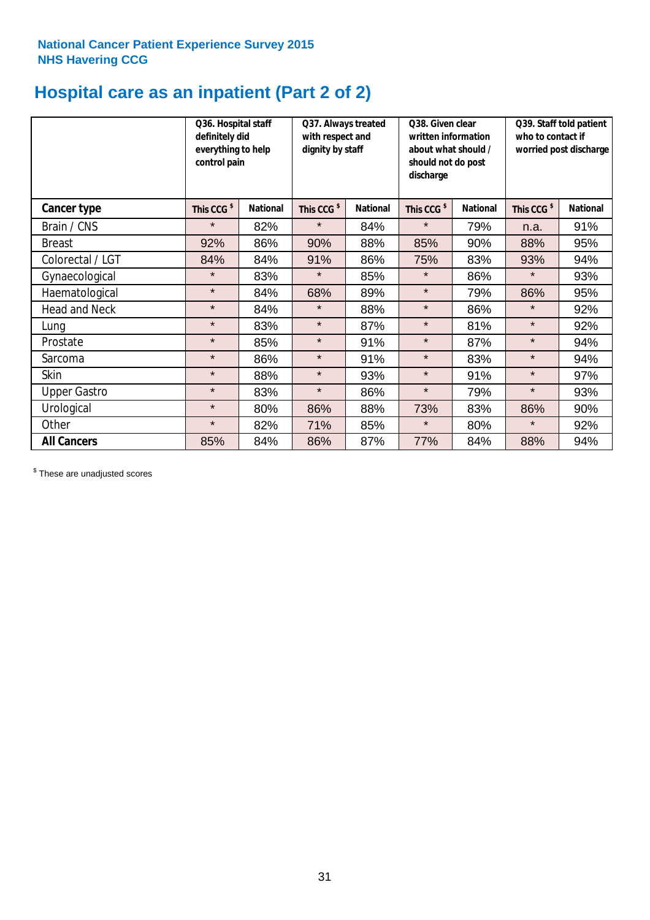National Cancer Patient Experience Survey 2015
NHS Havering CCG

# Hospital care as an inpatient (Part 2 of 2)

| | Q36. Hospital staff definitely did everything to help control pain | | Q37. Always treated with respect and dignity by staff | | Q38. Given clear written information about what should / should not do post discharge | | Q39. Staff told patient who to contact if worried post discharge | |
|---|---|---|---|---|---|---|---|---|
| **Cancer type** | This CCG $ | National | This CCG $ | National | This CCG $ | National | This CCG $ | National |
| Brain / CNS | * | 82% | * | 84% | * | 79% | n.a. | 91% |
| Breast | 92% | 86% | 90% | 88% | 85% | 90% | 88% | 95% |
| Colorectal / LGT | 84% | 84% | 91% | 86% | 75% | 83% | 93% | 94% |
| Gynaecological | * | 83% | * | 85% | * | 86% | * | 93% |
| Haematological | * | 84% | 68% | 89% | * | 79% | 86% | 95% |
| Head and Neck | * | 84% | * | 88% | * | 86% | * | 92% |
| Lung | * | 83% | * | 87% | * | 81% | * | 92% |
| Prostate | * | 85% | * | 91% | * | 87% | * | 94% |
| Sarcoma | * | 86% | * | 91% | * | 83% | * | 94% |
| Skin | * | 88% | * | 93% | * | 91% | * | 97% |
| Upper Gastro | * | 83% | * | 86% | * | 79% | * | 93% |
| Urological | * | 80% | 86% | 88% | 73% | 83% | 86% | 90% |
| Other | * | 82% | 71% | 85% | * | 80% | * | 92% |
| **All Cancers** | 85% | 84% | 86% | 87% | 77% | 84% | 88% | 94% |

$ These are unadjusted scores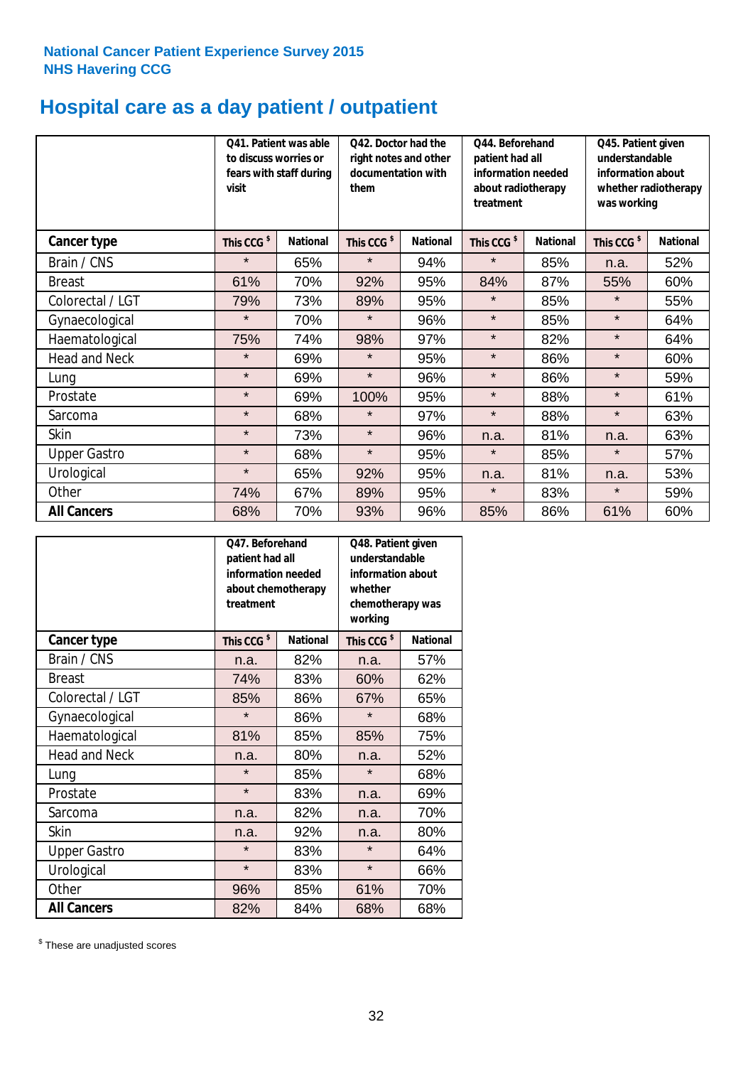**National Cancer Patient Experience Survey 2015**
**NHS Havering CCG**

# Hospital care as a day patient / outpatient

| | Q41. Patient was able to discuss worries or fears with staff during visit | | Q42. Doctor had the right notes and other documentation with them | | Q44. Beforehand patient had all information needed about radiotherapy treatment | | Q45. Patient given understandable information about whether radiotherapy was working | |
|---|---|---|---|---|---|---|---|---|
| **Cancer type** | This CCG $ | National | This CCG $ | National | This CCG $ | National | This CCG $ | National |
| Brain / CNS | * | 65% | * | 94% | * | 85% | n.a. | 52% |
| Breast | 61% | 70% | 92% | 95% | 84% | 87% | 55% | 60% |
| Colorectal / LGT | 79% | 73% | 89% | 95% | * | 85% | * | 55% |
| Gynaecological | * | 70% | * | 96% | * | 85% | * | 64% |
| Haematological | 75% | 74% | 98% | 97% | * | 82% | * | 64% |
| Head and Neck | * | 69% | * | 95% | * | 86% | * | 60% |
| Lung | * | 69% | * | 96% | * | 86% | * | 59% |
| Prostate | * | 69% | 100% | 95% | * | 88% | * | 61% |
| Sarcoma | * | 68% | * | 97% | * | 88% | * | 63% |
| Skin | * | 73% | * | 96% | n.a. | 81% | n.a. | 63% |
| Upper Gastro | * | 68% | * | 95% | * | 85% | * | 57% |
| Urological | * | 65% | 92% | 95% | n.a. | 81% | n.a. | 53% |
| Other | 74% | 67% | 89% | 95% | * | 83% | * | 59% |
| **All Cancers** | 68% | 70% | 93% | 96% | 85% | 86% | 61% | 60% |

| | Q47. Beforehand patient had all information needed about chemotherapy treatment | | Q48. Patient given understandable information about whether chemotherapy was working | |
|---|---|---|---|---|
| **Cancer type** | This CCG $ | National | This CCG $ | National |
| Brain / CNS | n.a. | 82% | n.a. | 57% |
| Breast | 74% | 83% | 60% | 62% |
| Colorectal / LGT | 85% | 86% | 67% | 65% |
| Gynaecological | * | 86% | * | 68% |
| Haematological | 81% | 85% | 85% | 75% |
| Head and Neck | n.a. | 80% | n.a. | 52% |
| Lung | * | 85% | * | 68% |
| Prostate | * | 83% | n.a. | 69% |
| Sarcoma | n.a. | 82% | n.a. | 70% |
| Skin | n.a. | 92% | n.a. | 80% |
| Upper Gastro | * | 83% | * | 64% |
| Urological | * | 83% | * | 66% |
| Other | 96% | 85% | 61% | 70% |
| **All Cancers** | 82% | 84% | 68% | 68% |

$ These are unadjusted scores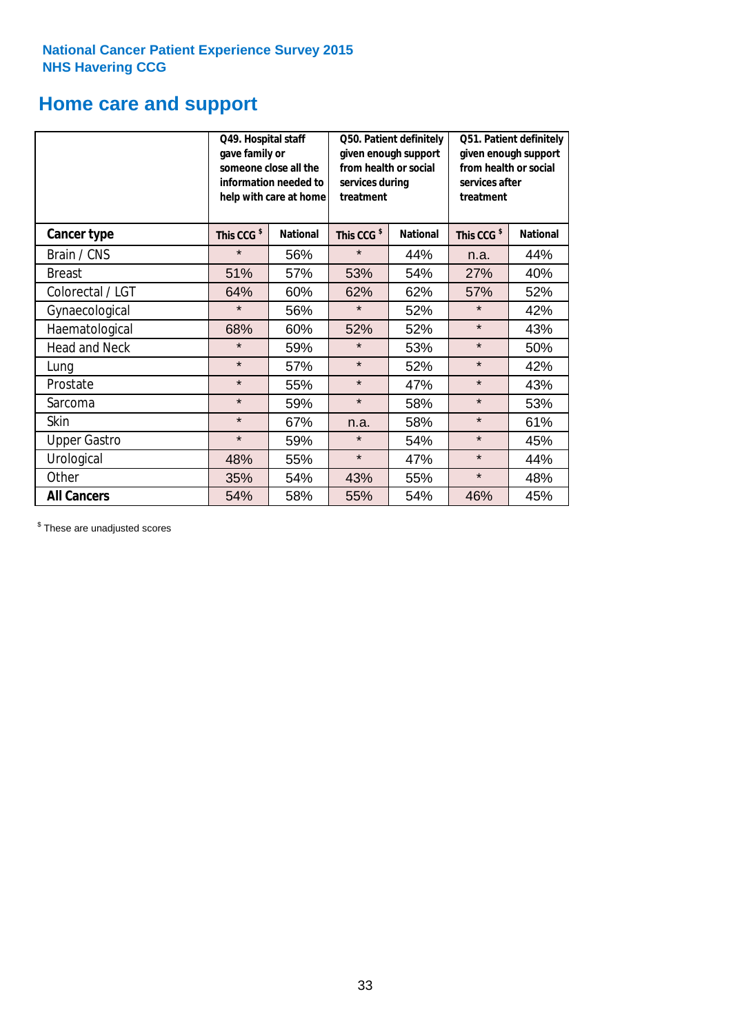**National Cancer Patient Experience Survey 2015**
**NHS Havering CCG**

# Home care and support

| | Q49. Hospital staff gave family or someone close all the information needed to help with care at home | | Q50. Patient definitely given enough support from health or social services during treatment | | Q51. Patient definitely given enough support from health or social services after treatment | |
|---|---|---|---|---|---|---|
| **Cancer type** | **This CCG $** | **National** | **This CCG $** | **National** | **This CCG $** | **National** |
| Brain / CNS | * | 56% | * | 44% | n.a. | 44% |
| Breast | 51% | 57% | 53% | 54% | 27% | 40% |
| Colorectal / LGT | 64% | 60% | 62% | 62% | 57% | 52% |
| Gynaecological | * | 56% | * | 52% | * | 42% |
| Haematological | 68% | 60% | 52% | 52% | * | 43% |
| Head and Neck | * | 59% | * | 53% | * | 50% |
| Lung | * | 57% | * | 52% | * | 42% |
| Prostate | * | 55% | * | 47% | * | 43% |
| Sarcoma | * | 59% | * | 58% | * | 53% |
| Skin | * | 67% | n.a. | 58% | * | 61% |
| Upper Gastro | * | 59% | * | 54% | * | 45% |
| Urological | 48% | 55% | * | 47% | * | 44% |
| Other | 35% | 54% | 43% | 55% | * | 48% |
| **All Cancers** | 54% | 58% | 55% | 54% | 46% | 45% |

$ These are unadjusted scores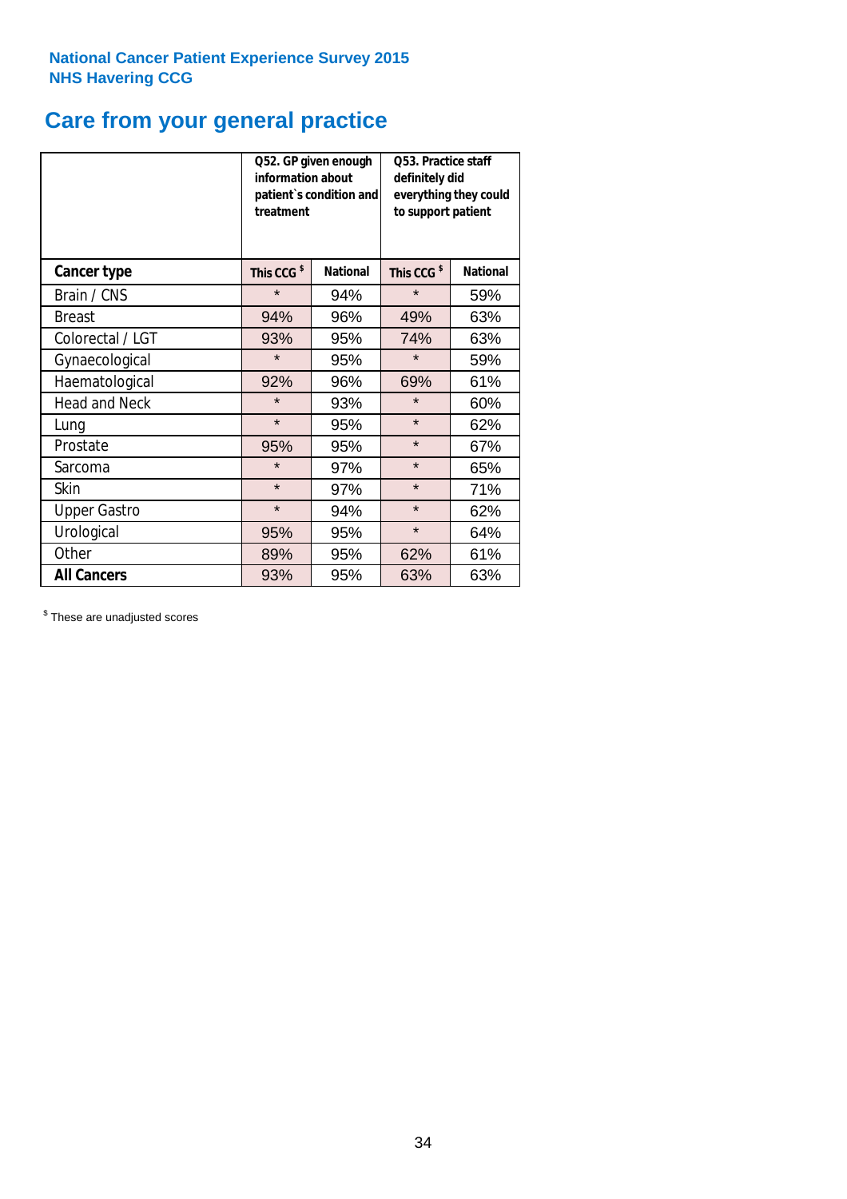National Cancer Patient Experience Survey 2015
NHS Havering CCG

## Care from your general practice

| | Q52. GP given enough information about patient`s condition and treatment | | Q53. Practice staff definitely did everything they could to support patient | |
|---|---|---|---|---|
| **Cancer type** | **This CCG $** | **National** | **This CCG $** | **National** |
| Brain / CNS | * | 94% | * | 59% |
| Breast | 94% | 96% | 49% | 63% |
| Colorectal / LGT | 93% | 95% | 74% | 63% |
| Gynaecological | * | 95% | * | 59% |
| Haematological | 92% | 96% | 69% | 61% |
| Head and Neck | * | 93% | * | 60% |
| Lung | * | 95% | * | 62% |
| Prostate | 95% | 95% | * | 67% |
| Sarcoma | * | 97% | * | 65% |
| Skin | * | 97% | * | 71% |
| Upper Gastro | * | 94% | * | 62% |
| Urological | 95% | 95% | * | 64% |
| Other | 89% | 95% | 62% | 61% |
| **All Cancers** | 93% | 95% | 63% | 63% |

$ These are unadjusted scores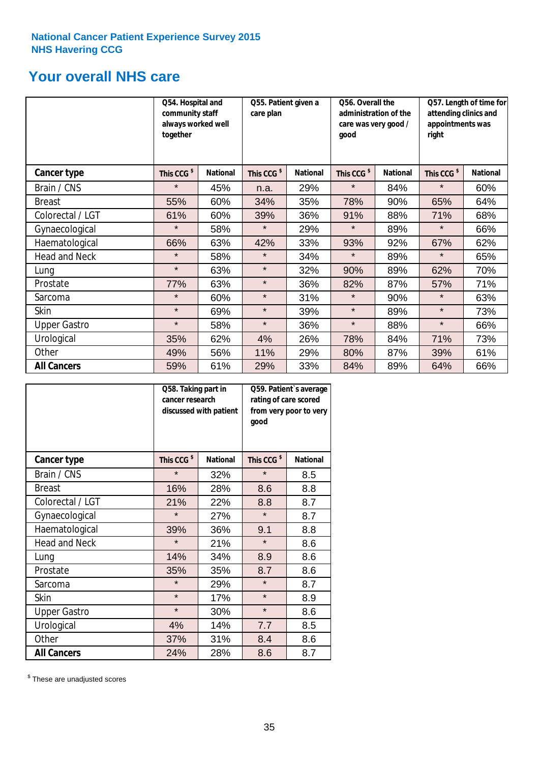National Cancer Patient Experience Survey 2015
NHS Havering CCG

## Your overall NHS care

| | Q54. Hospital and community staff always worked well together | | Q55. Patient given a care plan | | Q56. Overall the administration of the care was very good / good | | Q57. Length of time for attending clinics and appointments was right | |
|---|---|---|---|---|---|---|---|---|
| **Cancer type** | This CCG $ | National | This CCG $ | National | This CCG $ | National | This CCG $ | National |
| Brain / CNS | * | 45% | n.a. | 29% | * | 84% | * | 60% |
| Breast | 55% | 60% | 34% | 35% | 78% | 90% | 65% | 64% |
| Colorectal / LGT | 61% | 60% | 39% | 36% | 91% | 88% | 71% | 68% |
| Gynaecological | * | 58% | * | 29% | * | 89% | * | 66% |
| Haematological | 66% | 63% | 42% | 33% | 93% | 92% | 67% | 62% |
| Head and Neck | * | 58% | * | 34% | * | 89% | * | 65% |
| Lung | * | 63% | * | 32% | 90% | 89% | 62% | 70% |
| Prostate | 77% | 63% | * | 36% | 82% | 87% | 57% | 71% |
| Sarcoma | * | 60% | * | 31% | * | 90% | * | 63% |
| Skin | * | 69% | * | 39% | * | 89% | * | 73% |
| Upper Gastro | * | 58% | * | 36% | * | 88% | * | 66% |
| Urological | 35% | 62% | 4% | 26% | 78% | 84% | 71% | 73% |
| Other | 49% | 56% | 11% | 29% | 80% | 87% | 39% | 61% |
| **All Cancers** | 59% | 61% | 29% | 33% | 84% | 89% | 64% | 66% |

| | Q58. Taking part in cancer research discussed with patient | | Q59. Patient`s average rating of care scored from very poor to very good | |
|---|---|---|---|---|
| **Cancer type** | This CCG $ | National | This CCG $ | National |
| Brain / CNS | * | 32% | * | 8.5 |
| Breast | 16% | 28% | 8.6 | 8.8 |
| Colorectal / LGT | 21% | 22% | 8.8 | 8.7 |
| Gynaecological | * | 27% | * | 8.7 |
| Haematological | 39% | 36% | 9.1 | 8.8 |
| Head and Neck | * | 21% | * | 8.6 |
| Lung | 14% | 34% | 8.9 | 8.6 |
| Prostate | 35% | 35% | 8.7 | 8.6 |
| Sarcoma | * | 29% | * | 8.7 |
| Skin | * | 17% | * | 8.9 |
| Upper Gastro | * | 30% | * | 8.6 |
| Urological | 4% | 14% | 7.7 | 8.5 |
| Other | 37% | 31% | 8.4 | 8.6 |
| **All Cancers** | 24% | 28% | 8.6 | 8.7 |

$ These are unadjusted scores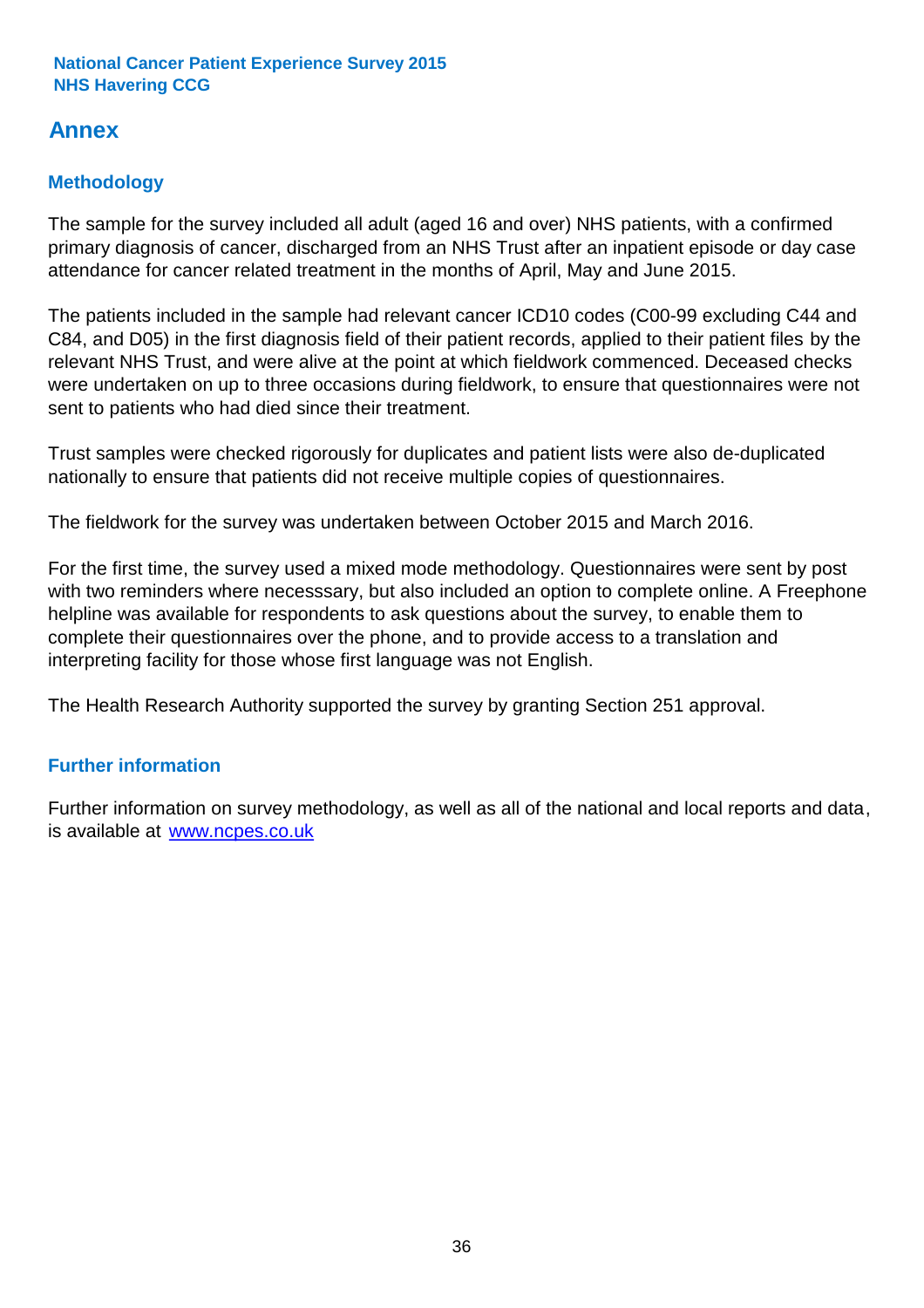## Annex

### Methodology

The sample for the survey included all adult (aged 16 and over) NHS patients, with a confirmed primary diagnosis of cancer, discharged from an NHS Trust after an inpatient episode or day case attendance for cancer related treatment in the months of April, May and June 2015.

The patients included in the sample had relevant cancer ICD10 codes (C00-99 excluding C44 and C84, and D05) in the first diagnosis field of their patient records, applied to their patient files by the relevant NHS Trust, and were alive at the point at which fieldwork commenced. Deceased checks were undertaken on up to three occasions during fieldwork, to ensure that questionnaires were not sent to patients who had died since their treatment.

Trust samples were checked rigorously for duplicates and patient lists were also de-duplicated nationally to ensure that patients did not receive multiple copies of questionnaires.

The fieldwork for the survey was undertaken between October 2015 and March 2016.

For the first time, the survey used a mixed mode methodology. Questionnaires were sent by post with two reminders where necesssary, but also included an option to complete online. A Freephone helpline was available for respondents to ask questions about the survey, to enable them to complete their questionnaires over the phone, and to provide access to a translation and interpreting facility for those whose first language was not English.

The Health Research Authority supported the survey by granting Section 251 approval.

### Further information

Further information on survey methodology, as well as all of the national and local reports and data, is available at [www.ncpes.co.uk](www.ncpes.co.uk)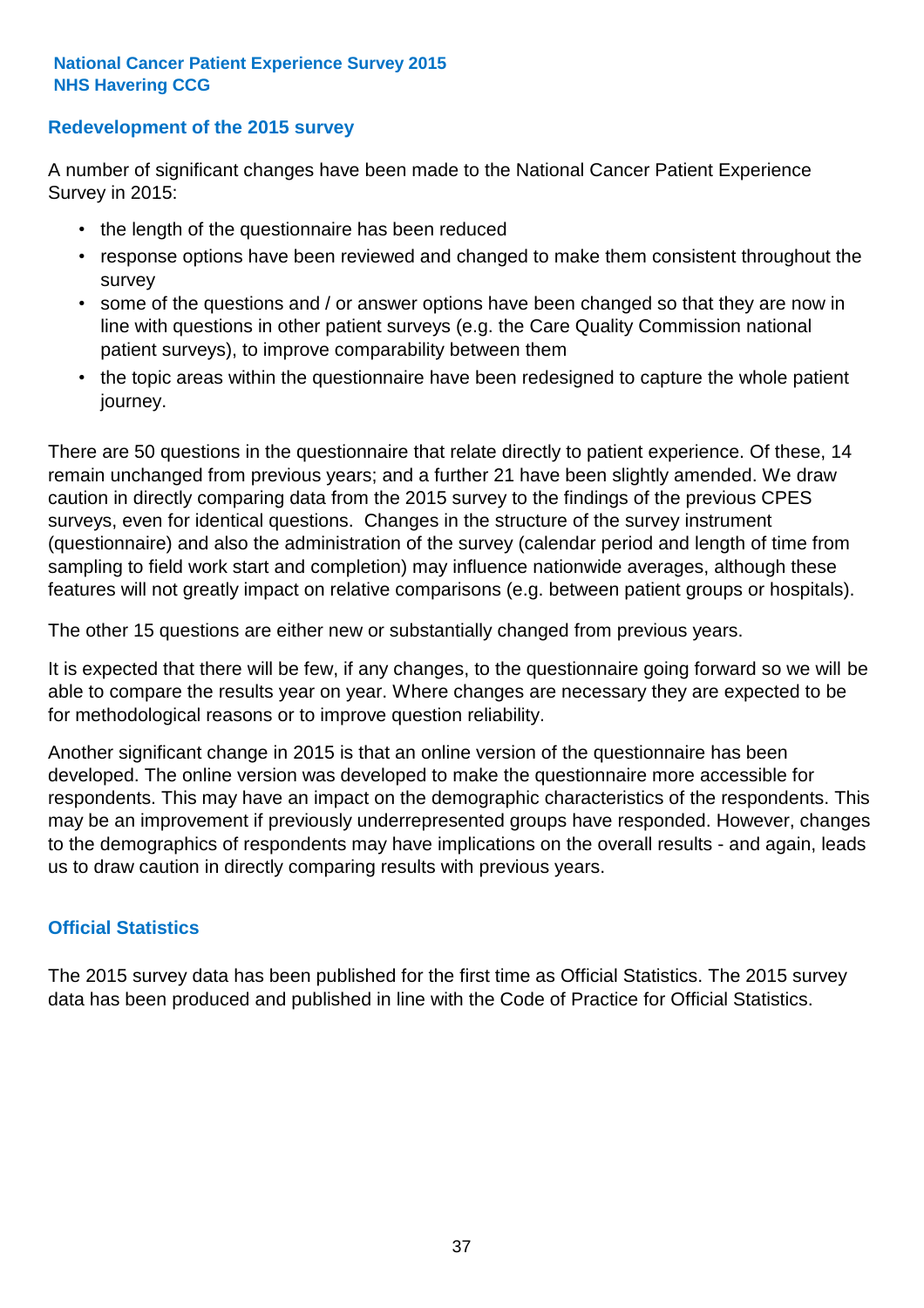## Redevelopment of the 2015 survey

A number of significant changes have been made to the National Cancer Patient Experience Survey in 2015:

- the length of the questionnaire has been reduced
- response options have been reviewed and changed to make them consistent throughout the survey
- some of the questions and / or answer options have been changed so that they are now in line with questions in other patient surveys (e.g. the Care Quality Commission national patient surveys), to improve comparability between them
- the topic areas within the questionnaire have been redesigned to capture the whole patient journey.

There are 50 questions in the questionnaire that relate directly to patient experience. Of these, 14 remain unchanged from previous years; and a further 21 have been slightly amended. We draw caution in directly comparing data from the 2015 survey to the findings of the previous CPES surveys, even for identical questions. Changes in the structure of the survey instrument (questionnaire) and also the administration of the survey (calendar period and length of time from sampling to field work start and completion) may influence nationwide averages, although these features will not greatly impact on relative comparisons (e.g. between patient groups or hospitals).

The other 15 questions are either new or substantially changed from previous years.

It is expected that there will be few, if any changes, to the questionnaire going forward so we will be able to compare the results year on year. Where changes are necessary they are expected to be for methodological reasons or to improve question reliability.

Another significant change in 2015 is that an online version of the questionnaire has been developed. The online version was developed to make the questionnaire more accessible for respondents. This may have an impact on the demographic characteristics of the respondents. This may be an improvement if previously underrepresented groups have responded. However, changes to the demographics of respondents may have implications on the overall results - and again, leads us to draw caution in directly comparing results with previous years.

## Official Statistics

The 2015 survey data has been published for the first time as Official Statistics. The 2015 survey data has been produced and published in line with the Code of Practice for Official Statistics.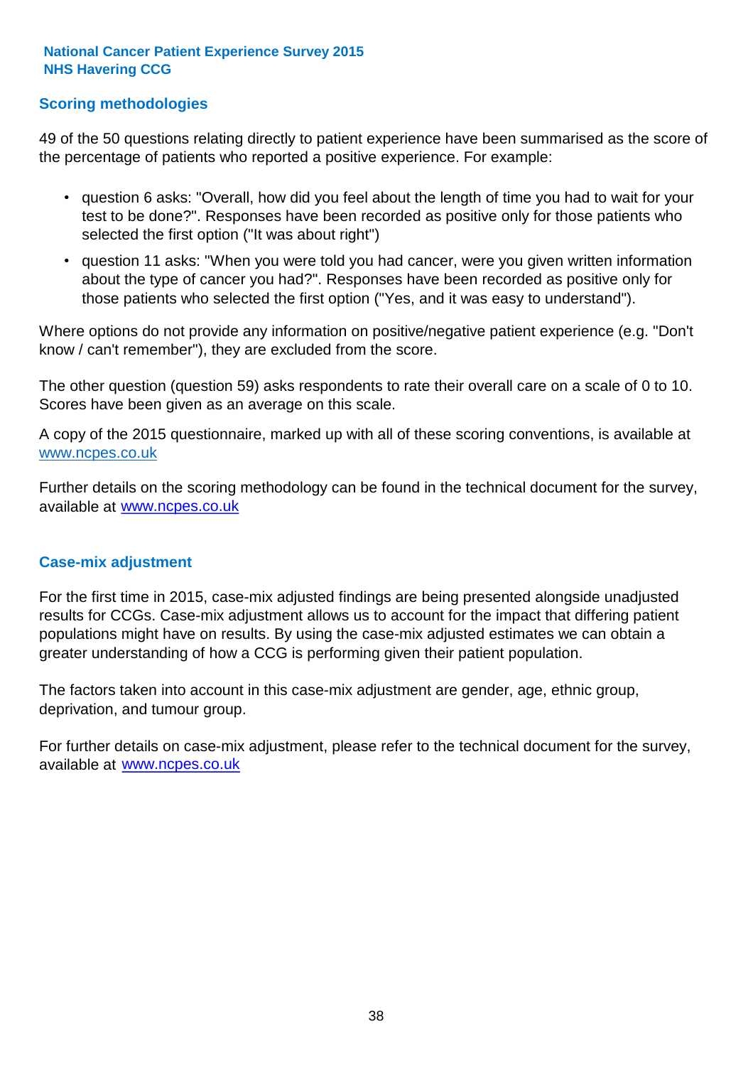## Scoring methodologies

49 of the 50 questions relating directly to patient experience have been summarised as the score of the percentage of patients who reported a positive experience. For example:

- question 6 asks: "Overall, how did you feel about the length of time you had to wait for your test to be done?". Responses have been recorded as positive only for those patients who selected the first option ("It was about right")
- question 11 asks: "When you were told you had cancer, were you given written information about the type of cancer you had?". Responses have been recorded as positive only for those patients who selected the first option ("Yes, and it was easy to understand").

Where options do not provide any information on positive/negative patient experience (e.g. "Don't know / can't remember"), they are excluded from the score.

The other question (question 59) asks respondents to rate their overall care on a scale of 0 to 10. Scores have been given as an average on this scale.

A copy of the 2015 questionnaire, marked up with all of these scoring conventions, is available at www.ncpes.co.uk

Further details on the scoring methodology can be found in the technical document for the survey, available at www.ncpes.co.uk

## Case-mix adjustment

For the first time in 2015, case-mix adjusted findings are being presented alongside unadjusted results for CCGs. Case-mix adjustment allows us to account for the impact that differing patient populations might have on results. By using the case-mix adjusted estimates we can obtain a greater understanding of how a CCG is performing given their patient population.

The factors taken into account in this case-mix adjustment are gender, age, ethnic group, deprivation, and tumour group.

For further details on case-mix adjustment, please refer to the technical document for the survey, available at www.ncpes.co.uk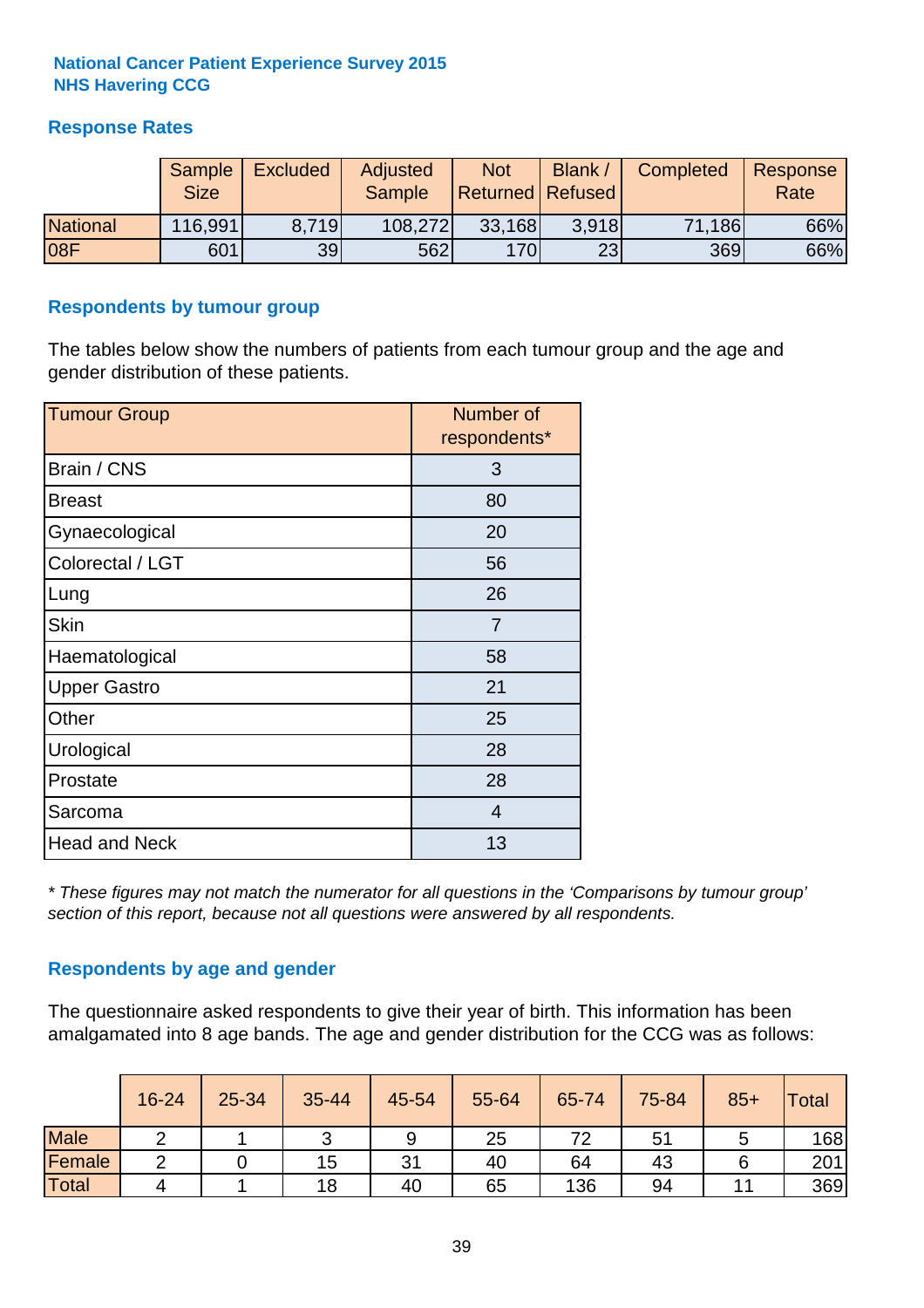**National Cancer Patient Experience Survey 2015**
**NHS Havering CCG**

## Response Rates

| | Sample Size | Excluded | Adjusted Sample | Not Returned | Blank / Refused | Completed | Response Rate |
|---|---|---|---|---|---|---|---|
| National | 116,991 | 8,719 | 108,272 | 33,168 | 3,918 | 71,186 | 66% |
| 08F | 601 | 39 | 562 | 170 | 23 | 369 | 66% |

## Respondents by tumour group

The tables below show the numbers of patients from each tumour group and the age and gender distribution of these patients.

| Tumour Group | Number of respondents* |
|---|---|
| Brain / CNS | 3 |
| Breast | 80 |
| Gynaecological | 20 |
| Colorectal / LGT | 56 |
| Lung | 26 |
| Skin | 7 |
| Haematological | 58 |
| Upper Gastro | 21 |
| Other | 25 |
| Urological | 28 |
| Prostate | 28 |
| Sarcoma | 4 |
| Head and Neck | 13 |

*\* These figures may not match the numerator for all questions in the 'Comparisons by tumour group' section of this report, because not all questions were answered by all respondents.*

## Respondents by age and gender

The questionnaire asked respondents to give their year of birth. This information has been amalgamated into 8 age bands. The age and gender distribution for the CCG was as follows:

| | 16-24 | 25-34 | 35-44 | 45-54 | 55-64 | 65-74 | 75-84 | 85+ | Total |
|---|---|---|---|---|---|---|---|---|---|
| Male | 2 | 1 | 3 | 9 | 25 | 72 | 51 | 5 | 168 |
| Female | 2 | 0 | 15 | 31 | 40 | 64 | 43 | 6 | 201 |
| Total | 4 | 1 | 18 | 40 | 65 | 136 | 94 | 11 | 369 |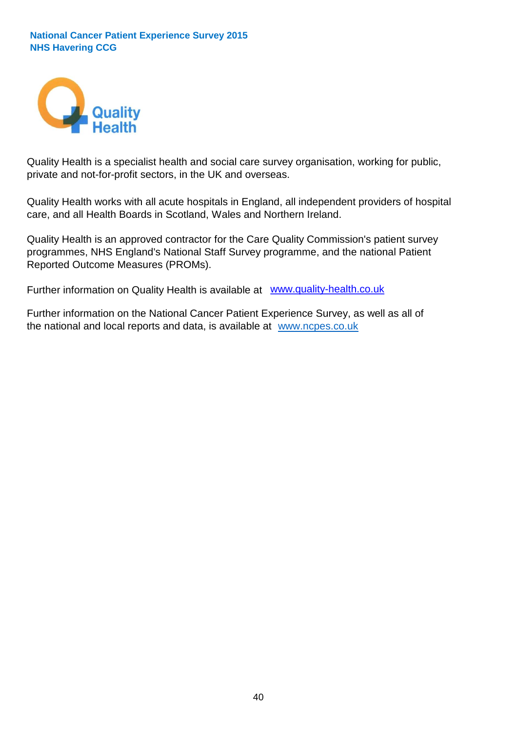Quality Health

Quality Health is a specialist health and social care survey organisation, working for public, private and not-for-profit sectors, in the UK and overseas.

Quality Health works with all acute hospitals in England, all independent providers of hospital care, and all Health Boards in Scotland, Wales and Northern Ireland.

Quality Health is an approved contractor for the Care Quality Commission's patient survey programmes, NHS England's National Staff Survey programme, and the national Patient Reported Outcome Measures (PROMs).

Further information on Quality Health is available at www.quality-health.co.uk

Further information on the National Cancer Patient Experience Survey, as well as all of the national and local reports and data, is available at www.ncpes.co.uk